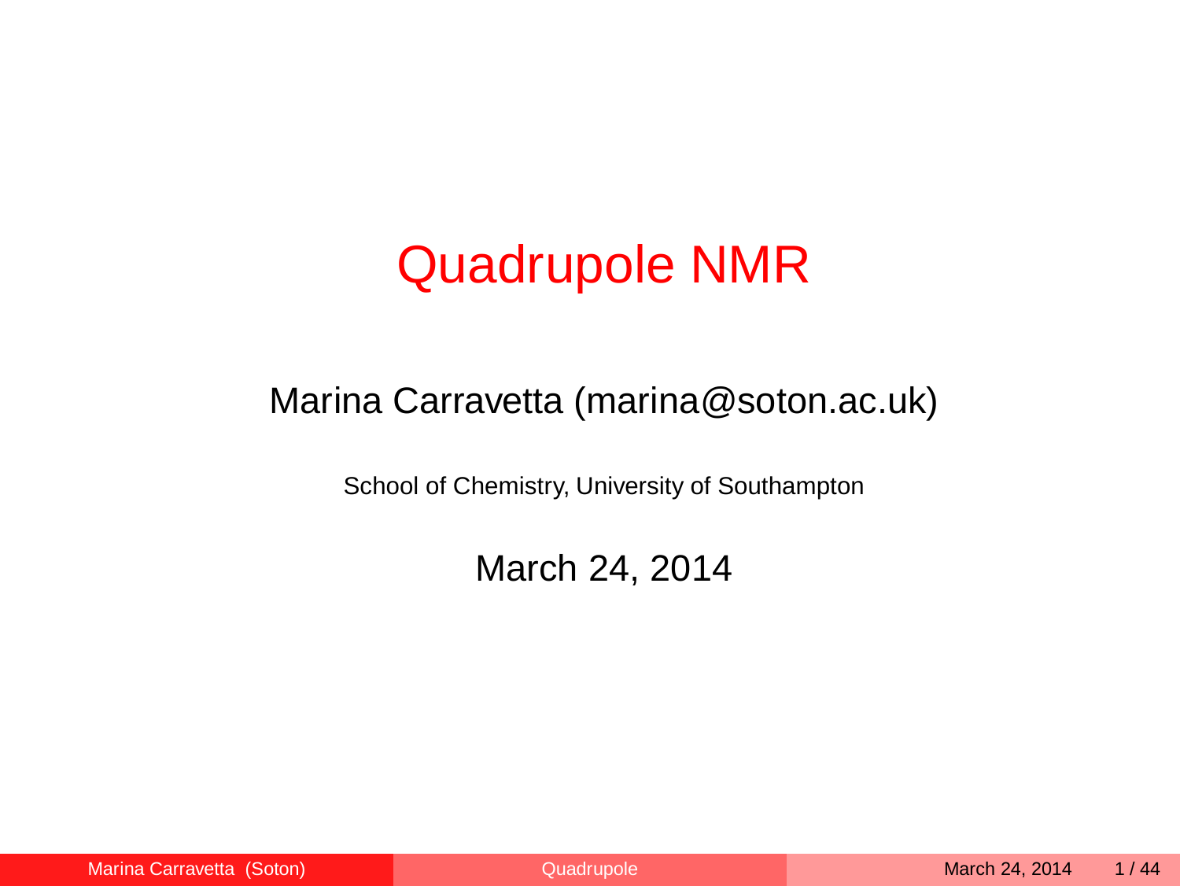# Quadrupole NMR

Marina Carravetta (marina@soton.ac.uk)

School of Chemistry, University of Southampton

March 24, 2014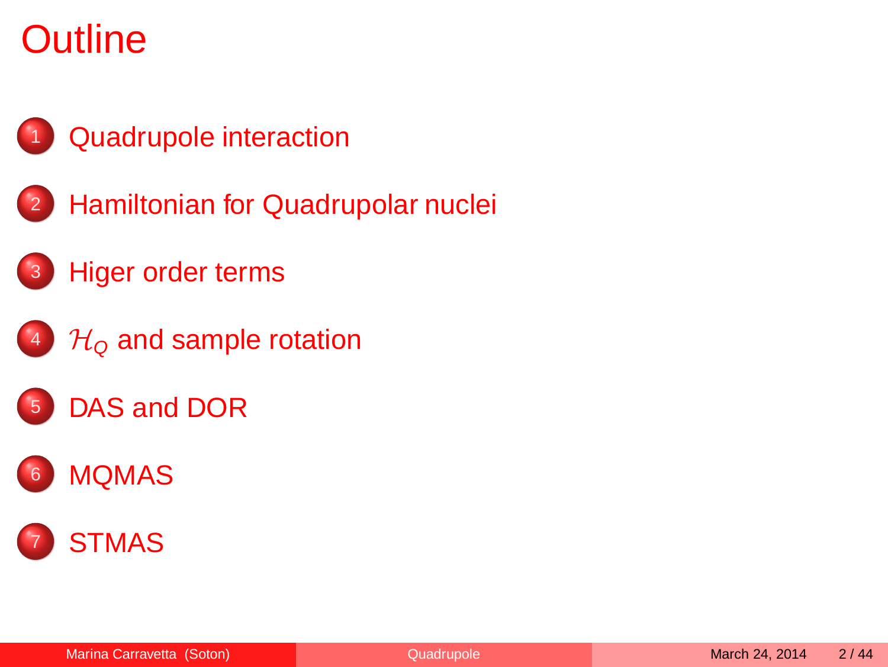# Outline

1. Quadrupole interaction
2. Hamiltonian for Quadrupolar nuclei
3. Higer order terms
4. $\mathcal{H}_Q$ and sample rotation
5. DAS and DOR
6. MQMAS
7. STMAS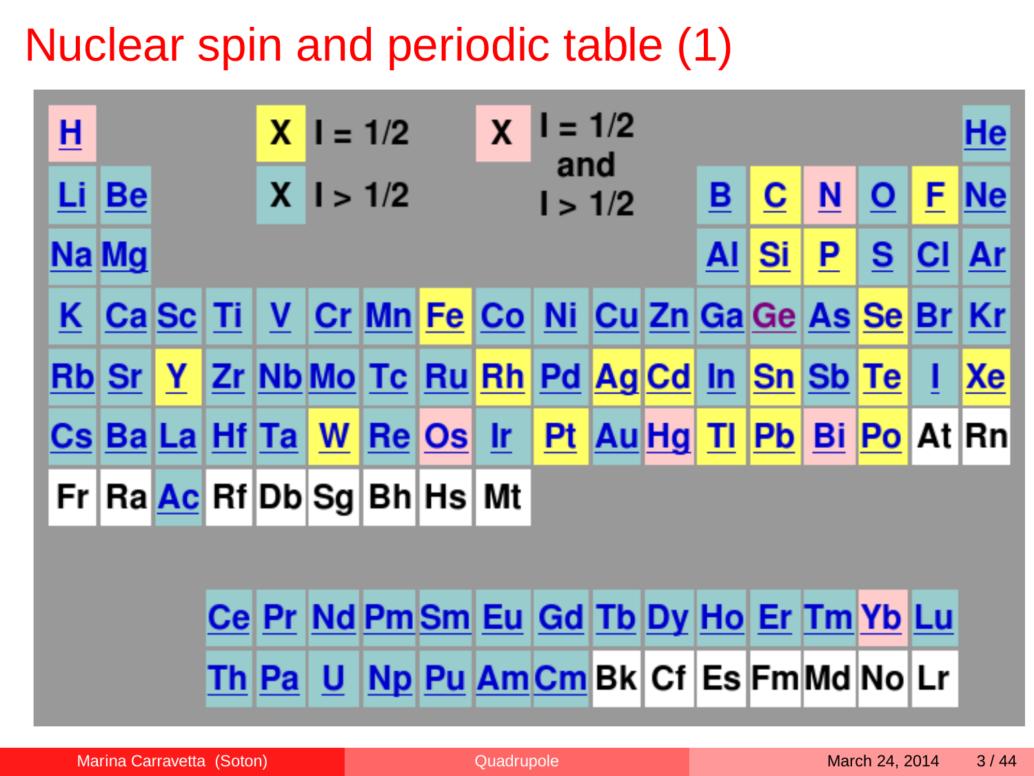# Nuclear spin and periodic table (1)

Legend:

- Yellow X: I = 1/2
- Blue X: I > 1/2
- Pink X: I = 1/2 and I > 1/2

| H (pink) | | | | | | | | | | | | | | | | | He (blue) |
|---|---|---|---|---|---|---|---|---|---|---|---|---|---|---|---|---|---|
| Li (blue) | Be (blue) | | | | | | | | | | | B (blue) | C (yellow) | N (pink) | O (blue) | F (yellow) | Ne (blue) |
| Na (blue) | Mg (blue) | | | | | | | | | | | Al (blue) | Si (yellow) | P (yellow) | S (blue) | Cl (blue) | Ar (blue) |
| K (blue) | Ca (blue) | Sc (blue) | Ti (blue) | V (blue) | Cr (blue) | Mn (blue) | Fe (yellow) | Co (blue) | Ni (blue) | Cu (blue) | Zn (blue) | Ga (blue) | Ge (blue) | As (blue) | Se (yellow) | Br (blue) | Kr (blue) |
| Rb (blue) | Sr (blue) | Y (yellow) | Zr (blue) | Nb (blue) | Mo (blue) | Tc (blue) | Ru (blue) | Rh (yellow) | Pd (blue) | Ag (yellow) | Cd (yellow) | In (blue) | Sn (yellow) | Sb (blue) | Te (yellow) | I (blue) | Xe (yellow) |
| Cs (blue) | Ba (blue) | La (blue) | Hf (blue) | Ta (blue) | W (yellow) | Re (blue) | Os (pink) | Ir (blue) | Pt (yellow) | Au (blue) | Hg (pink) | Tl (yellow) | Pb (yellow) | Bi (pink) | Po (yellow) | At | Rn |
| Fr | Ra | Ac (blue) | Rf | Db | Sg | Bh | Hs | Mt | | | | | | | | | |

| Ce (blue) | Pr (blue) | Nd (blue) | Pm (blue) | Sm (blue) | Eu (blue) | Gd (blue) | Tb (blue) | Dy (blue) | Ho (blue) | Er (blue) | Tm (blue) | Yb (pink) | Lu (blue) |
|---|---|---|---|---|---|---|---|---|---|---|---|---|---|
| Th (blue) | Pa (blue) | U (blue) | Np (blue) | Pu (blue) | Am (blue) | Cm (blue) | Bk | Cf | Es | Fm | Md | No | Lr |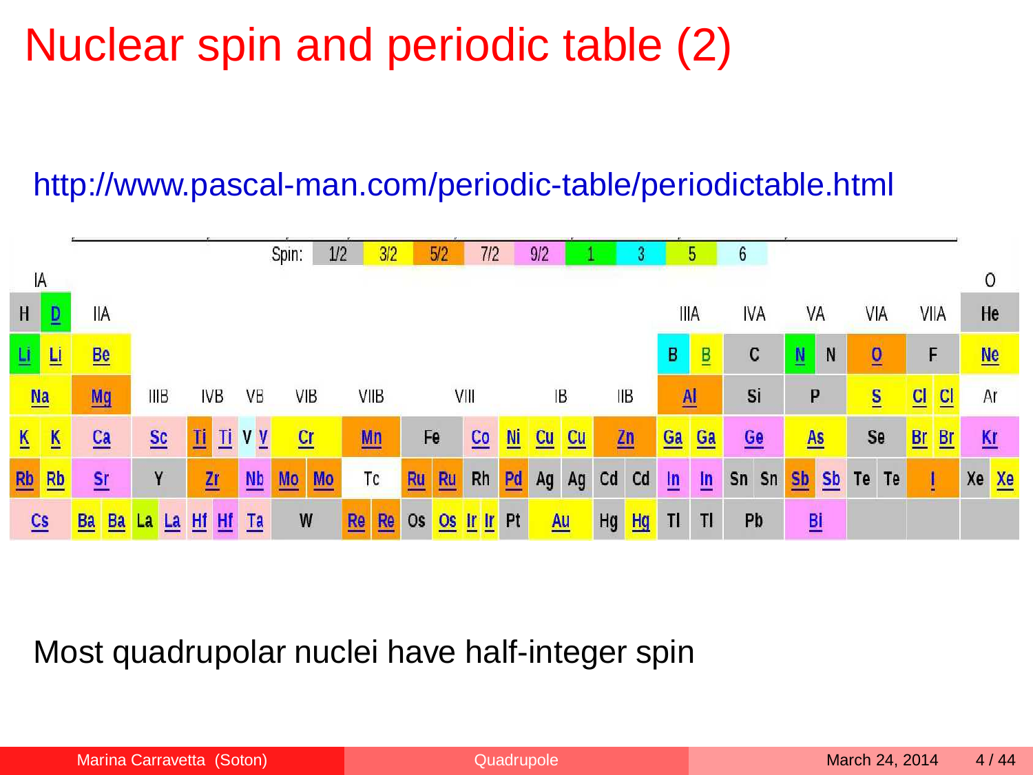# Nuclear spin and periodic table (2)

http://www.pascal-man.com/periodic-table/periodictable.html

| Spin: | 1/2 | 3/2 | 5/2 | 7/2 | 9/2 | 1 | 3 | 5 | 6 |
|---|---|---|---|---|---|---|---|---|---|

| IA | | | | | | | | | | | | | | | | | O |
|---|---|---|---|---|---|---|---|---|---|---|---|---|---|---|---|---|---|
| H D | IIA | | | | | | | | | | | IIIA | IVA | VA | VIA | VIIA | He |
| Li Li | Be | | | | | | | | | | | B B | C | N N | O | F | Ne |
| Na | Mg | IIIB | IVB | VB | VIB | VIIB | VIII | | | IB | IIB | Al | Si | P | S | Cl Cl | Ar |
| K K | Ca | Sc | Ti Ti | V V | Cr | Mn | Fe | Co | Ni | Cu Cu | Zn | Ga Ga | Ge | As | Se | Br Br | Kr |
| Rb Rb | Sr | Y | Zr | Nb | Mo Mo | Tc | Ru Ru | Rh | Pd | Ag Ag | Cd Cd | In In | Sn Sn | Sb Sb | Te Te | I | Xe Xe |
| Cs | Ba Ba | La La | Hf Hf | Ta | W | Re Re | Os Os | Ir Ir | Pt | Au | Hg Hg | Tl Tl | Pb | Bi | | | |

Most quadrupolar nuclei have half-integer spin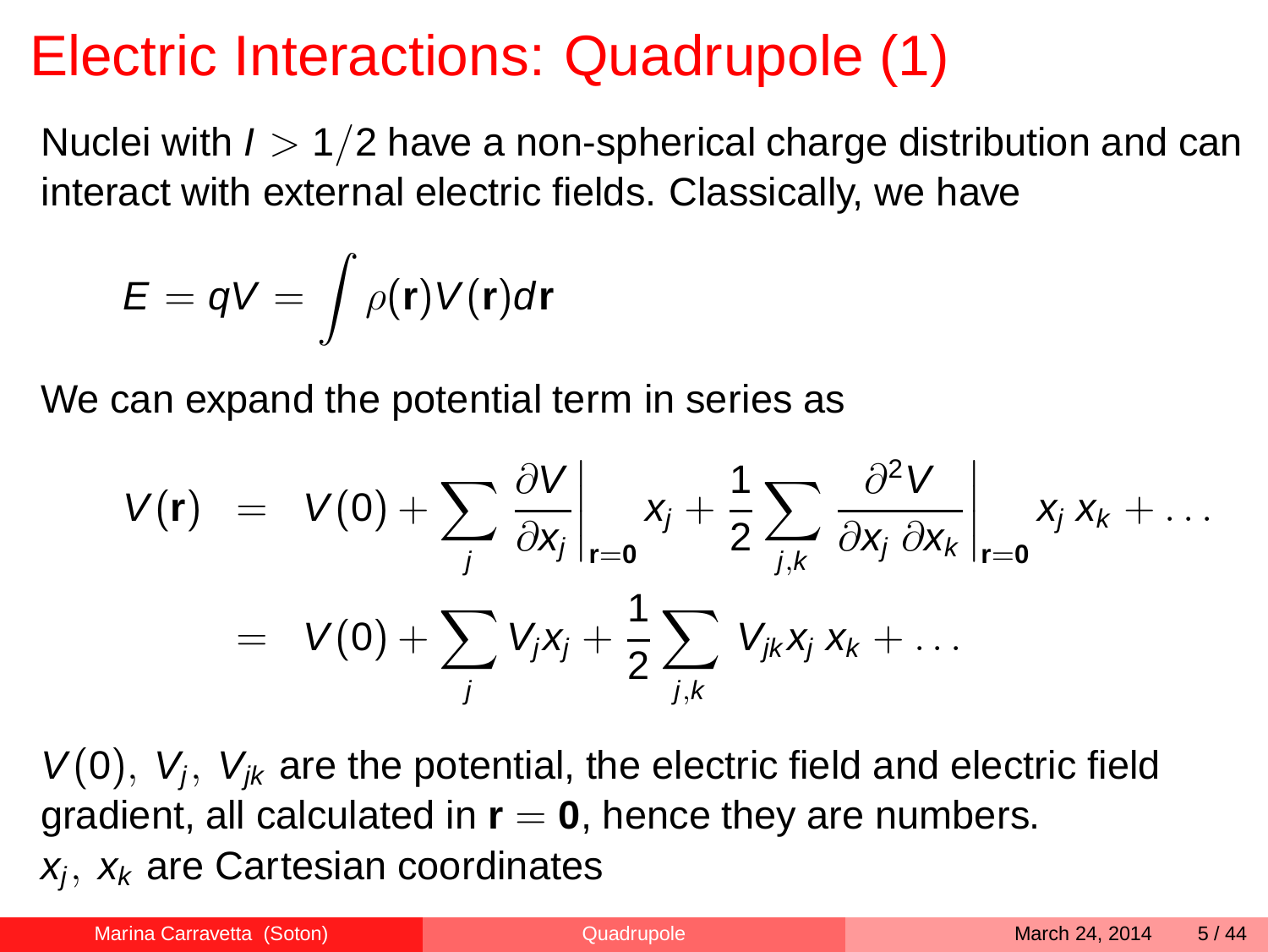# Electric Interactions: Quadrupole (1)

Nuclei with $I > 1/2$ have a non-spherical charge distribution and can interact with external electric fields. Classically, we have

$$E = qV = \int \rho(\mathbf{r})V(\mathbf{r})d\mathbf{r}$$

We can expand the potential term in series as

$$\begin{aligned} V(\mathbf{r}) &= V(0) + \sum_j \left.\frac{\partial V}{\partial x_j}\right|_{\mathbf{r}=\mathbf{0}} x_j + \frac{1}{2}\sum_{j,k} \left.\frac{\partial^2 V}{\partial x_j\, \partial x_k}\right|_{\mathbf{r}=\mathbf{0}} x_j\, x_k + \dots \\ &= V(0) + \sum_j V_j x_j + \frac{1}{2}\sum_{j,k} V_{jk} x_j\, x_k + \dots \end{aligned}$$

$V(0),\ V_j,\ V_{jk}$ are the potential, the electric field and electric field gradient, all calculated in $\mathbf{r} = \mathbf{0}$, hence they are numbers.
$x_j,\ x_k$ are Cartesian coordinates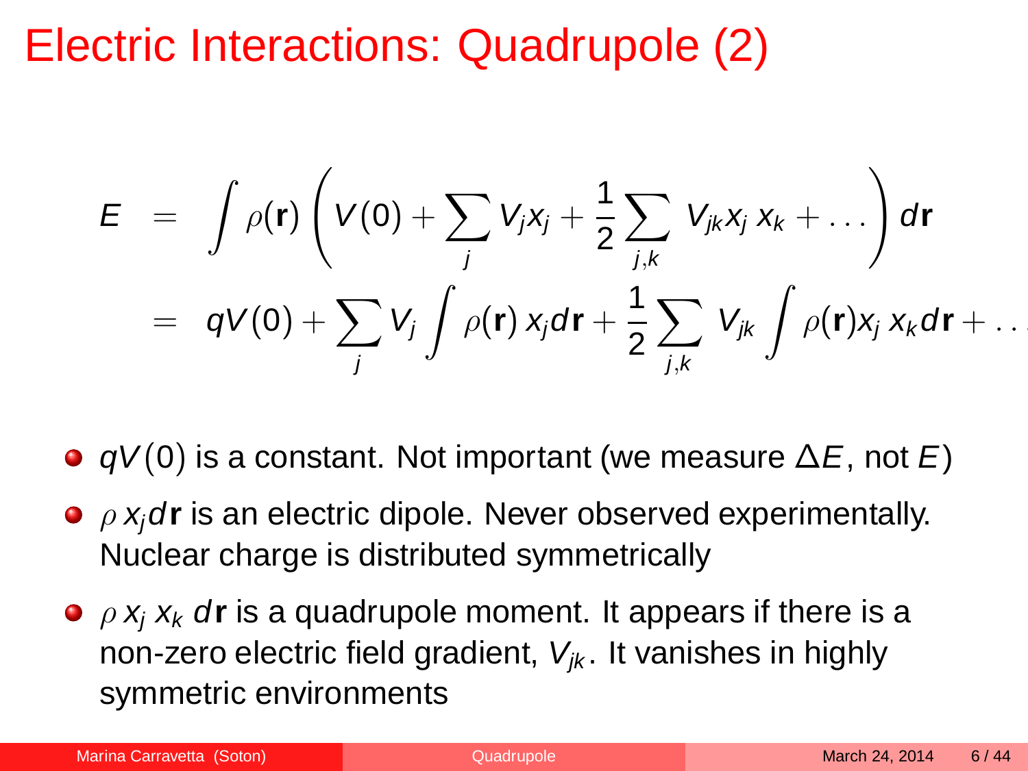# Electric Interactions: Quadrupole (2)

$$
\begin{aligned}
E &= \int \rho(\mathbf{r}) \left( V(0) + \sum_j V_j x_j + \frac{1}{2} \sum_{j,k} V_{jk} x_j\, x_k + \ldots \right) d\mathbf{r} \\
&= qV(0) + \sum_j V_j \int \rho(\mathbf{r})\, x_j d\mathbf{r} + \frac{1}{2} \sum_{j,k} V_{jk} \int \rho(\mathbf{r}) x_j\, x_k d\mathbf{r} + \ldots
\end{aligned}
$$

- $qV(0)$ is a constant. Not important (we measure $\Delta E$, not $E$)
- $\rho\, x_j d\mathbf{r}$ is an electric dipole. Never observed experimentally. Nuclear charge is distributed symmetrically
- $\rho\, x_j\, x_k\, d\mathbf{r}$ is a quadrupole moment. It appears if there is a non-zero electric field gradient, $V_{jk}$. It vanishes in highly symmetric environments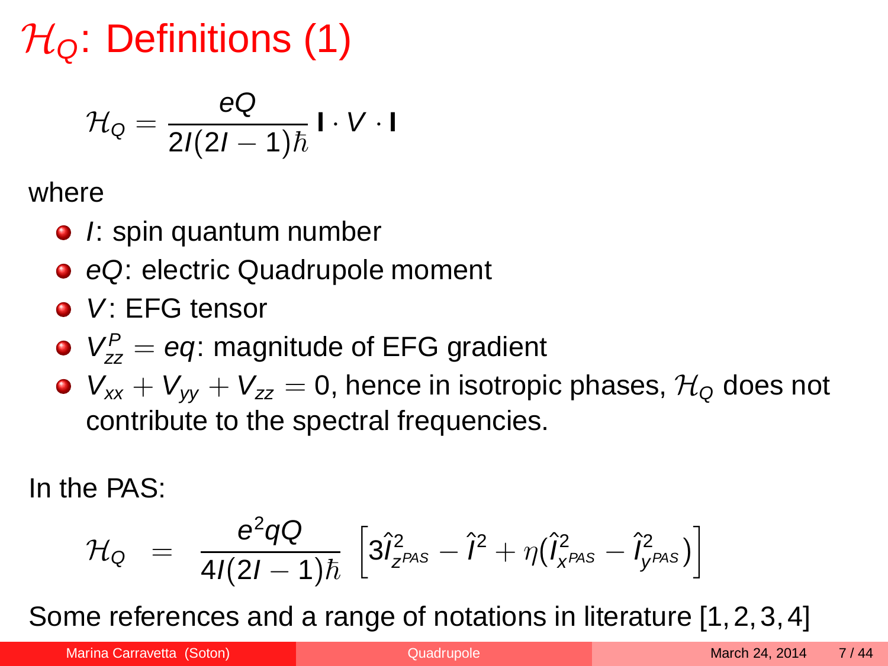# $\mathcal{H}_Q$: Definitions (1)

$$\mathcal{H}_Q = \frac{eQ}{2I(2I-1)\hbar} \mathbf{I} \cdot V \cdot \mathbf{I}$$

where

- $I$: spin quantum number
- $eQ$: electric Quadrupole moment
- $V$: EFG tensor
- $V_{zz}^P = eq$: magnitude of EFG gradient
- $V_{xx} + V_{yy} + V_{zz} = 0$, hence in isotropic phases, $\mathcal{H}_Q$ does not contribute to the spectral frequencies.

In the PAS:

$$\mathcal{H}_Q = \frac{e^2qQ}{4I(2I-1)\hbar} \left[ 3\hat{I}^2_{z^{PAS}} - \hat{I}^2 + \eta(\hat{I}^2_{x^{PAS}} - \hat{I}^2_{y^{PAS}}) \right]$$

Some references and a range of notations in literature [1, 2, 3, 4]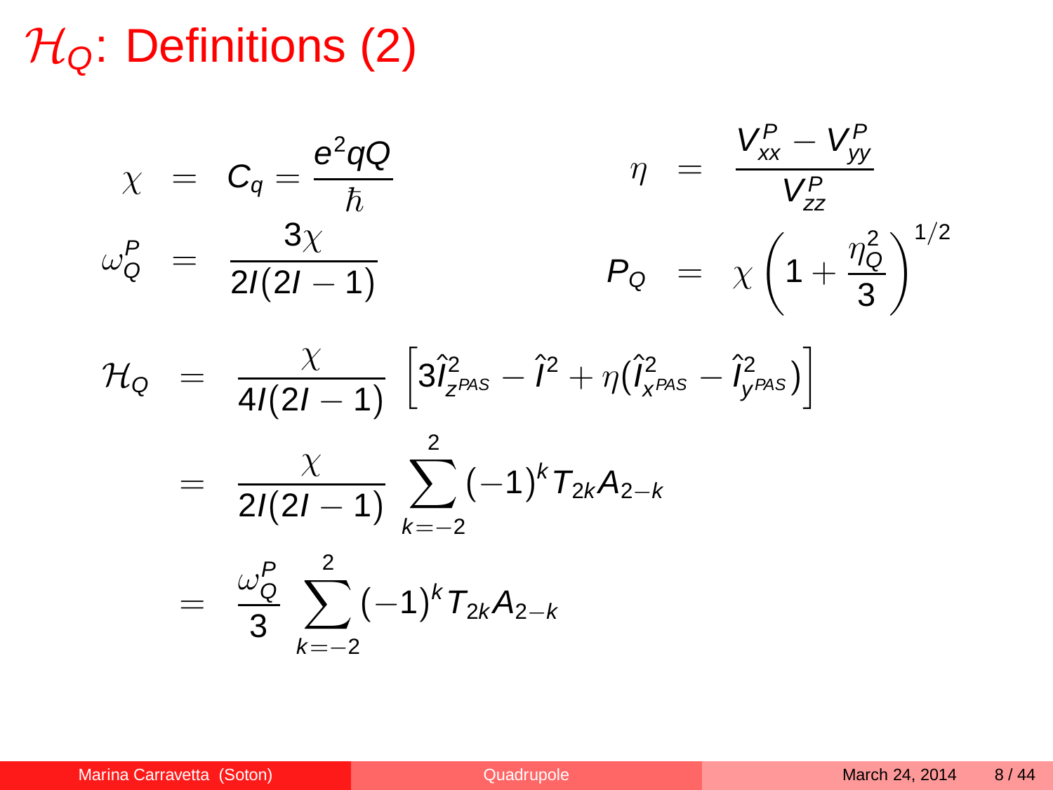# $\mathcal{H}_Q$: Definitions (2)

$$\chi = C_q = \frac{e^2 qQ}{\hbar} \qquad \eta = \frac{V^P_{xx} - V^P_{yy}}{V^P_{zz}}$$

$$\omega^P_Q = \frac{3\chi}{2I(2I-1)} \qquad P_Q = \chi\left(1 + \frac{\eta_Q^2}{3}\right)^{1/2}$$

$$\begin{aligned}
\mathcal{H}_Q &= \frac{\chi}{4I(2I-1)}\left[3\hat{I}^2_{z^{PAS}} - \hat{I}^2 + \eta(\hat{I}^2_{x^{PAS}} - \hat{I}^2_{y^{PAS}})\right] \\
&= \frac{\chi}{2I(2I-1)}\sum_{k=-2}^{2}(-1)^k T_{2k} A_{2-k} \\
&= \frac{\omega^P_Q}{3}\sum_{k=-2}^{2}(-1)^k T_{2k} A_{2-k}
\end{aligned}$$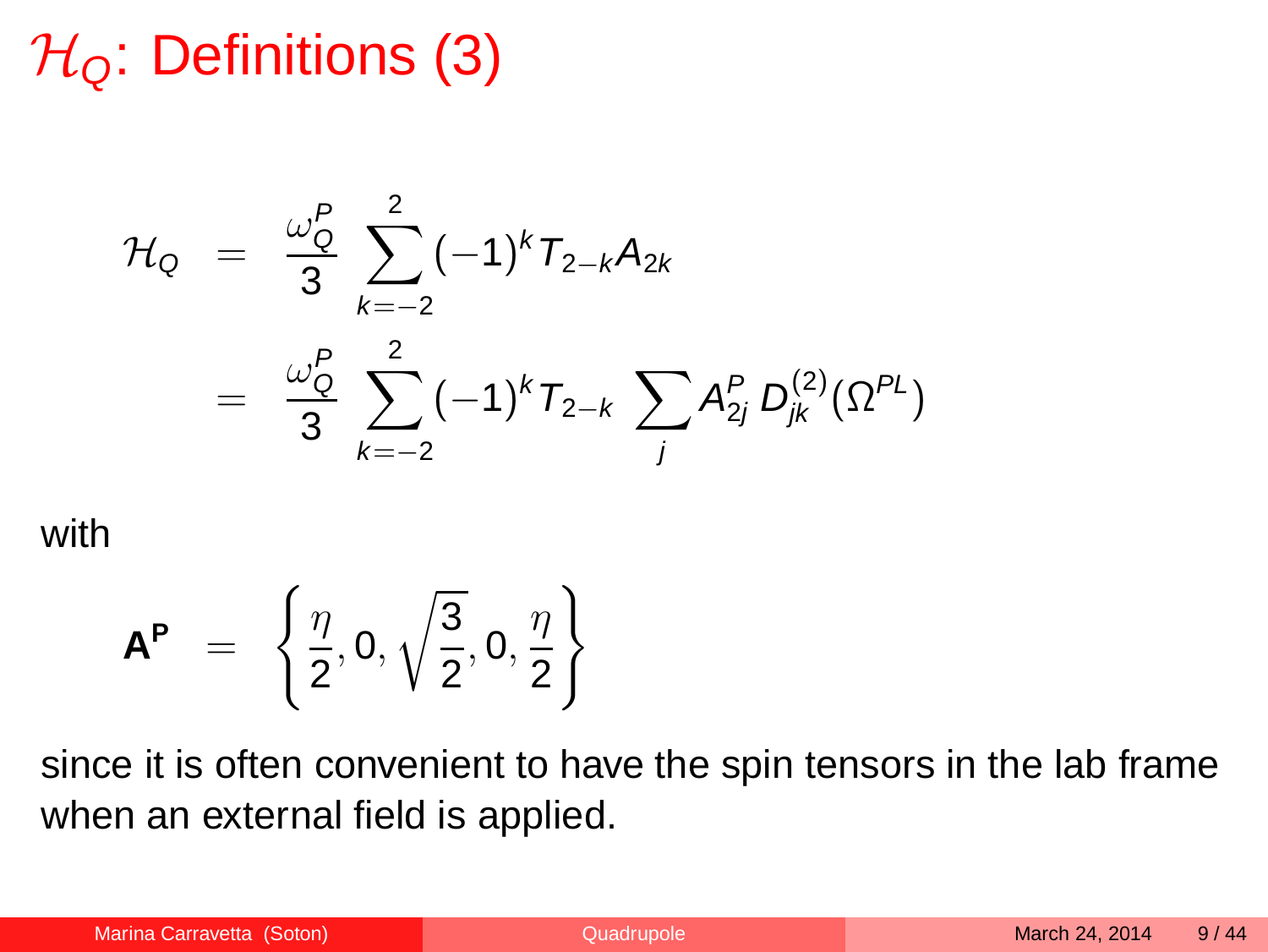# $\mathcal{H}_Q$: Definitions (3)

$$
\begin{aligned}
\mathcal{H}_Q &= \frac{\omega_Q^P}{3} \sum_{k=-2}^{2} (-1)^k T_{2-k} A_{2k} \\
&= \frac{\omega_Q^P}{3} \sum_{k=-2}^{2} (-1)^k T_{2-k} \sum_j A_{2j}^P \, D_{jk}^{(2)}(\Omega^{PL})
\end{aligned}
$$

with

$$
\mathbf{A^P} = \left\{ \frac{\eta}{2}, 0, \sqrt{\frac{3}{2}}, 0, \frac{\eta}{2} \right\}
$$

since it is often convenient to have the spin tensors in the lab frame when an external field is applied.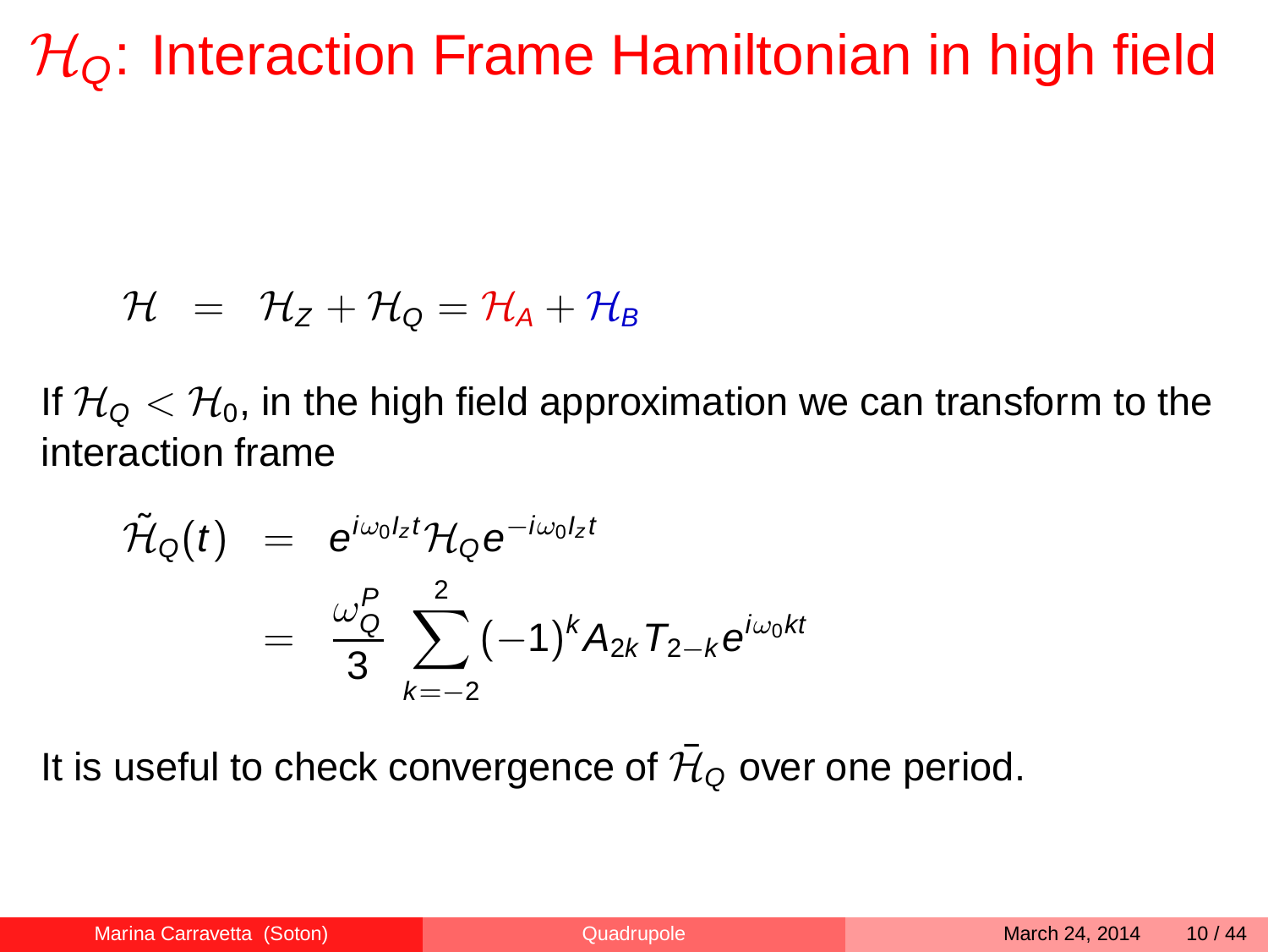# $\mathcal{H}_Q$: Interaction Frame Hamiltonian in high field

$$\mathcal{H} = \mathcal{H}_Z + \mathcal{H}_Q = \mathcal{H}_A + \mathcal{H}_B$$

If $\mathcal{H}_Q < \mathcal{H}_0$, in the high field approximation we can transform to the interaction frame

$$\begin{aligned}
\tilde{\mathcal{H}}_Q(t) &= e^{i\omega_0 I_z t}\mathcal{H}_Q e^{-i\omega_0 I_z t} \\
&= \frac{\omega_Q^P}{3}\sum_{k=-2}^{2}(-1)^k A_{2k} T_{2-k} e^{i\omega_0 k t}
\end{aligned}$$

It is useful to check convergence of $\bar{\mathcal{H}}_Q$ over one period.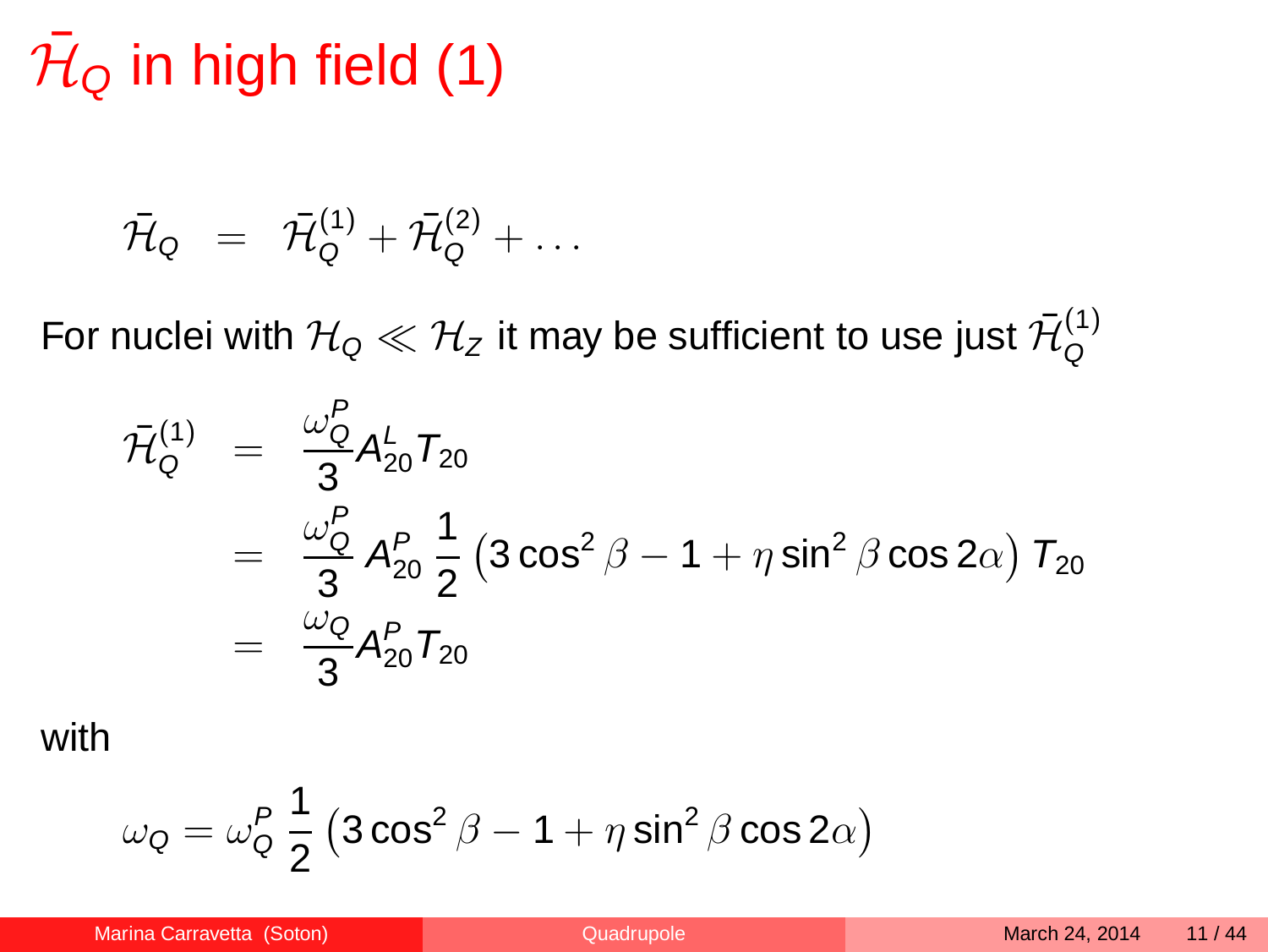# $\bar{\mathcal{H}}_Q$ in high field (1)

$$\bar{\mathcal{H}}_Q = \bar{\mathcal{H}}_Q^{(1)} + \bar{\mathcal{H}}_Q^{(2)} + \ldots$$

For nuclei with $\mathcal{H}_Q \ll \mathcal{H}_Z$ it may be sufficient to use just $\bar{\mathcal{H}}_Q^{(1)}$

$$\begin{aligned}
\bar{\mathcal{H}}_Q^{(1)} &= \frac{\omega_Q^P}{3} A_{20}^L T_{20} \\
&= \frac{\omega_Q^P}{3} A_{20}^P \, \frac{1}{2} \left(3\cos^2\beta - 1 + \eta \sin^2\beta \cos 2\alpha\right) T_{20} \\
&= \frac{\omega_Q}{3} A_{20}^P T_{20}
\end{aligned}$$

with

$$\omega_Q = \omega_Q^P \, \frac{1}{2} \left(3\cos^2\beta - 1 + \eta \sin^2\beta \cos 2\alpha\right)$$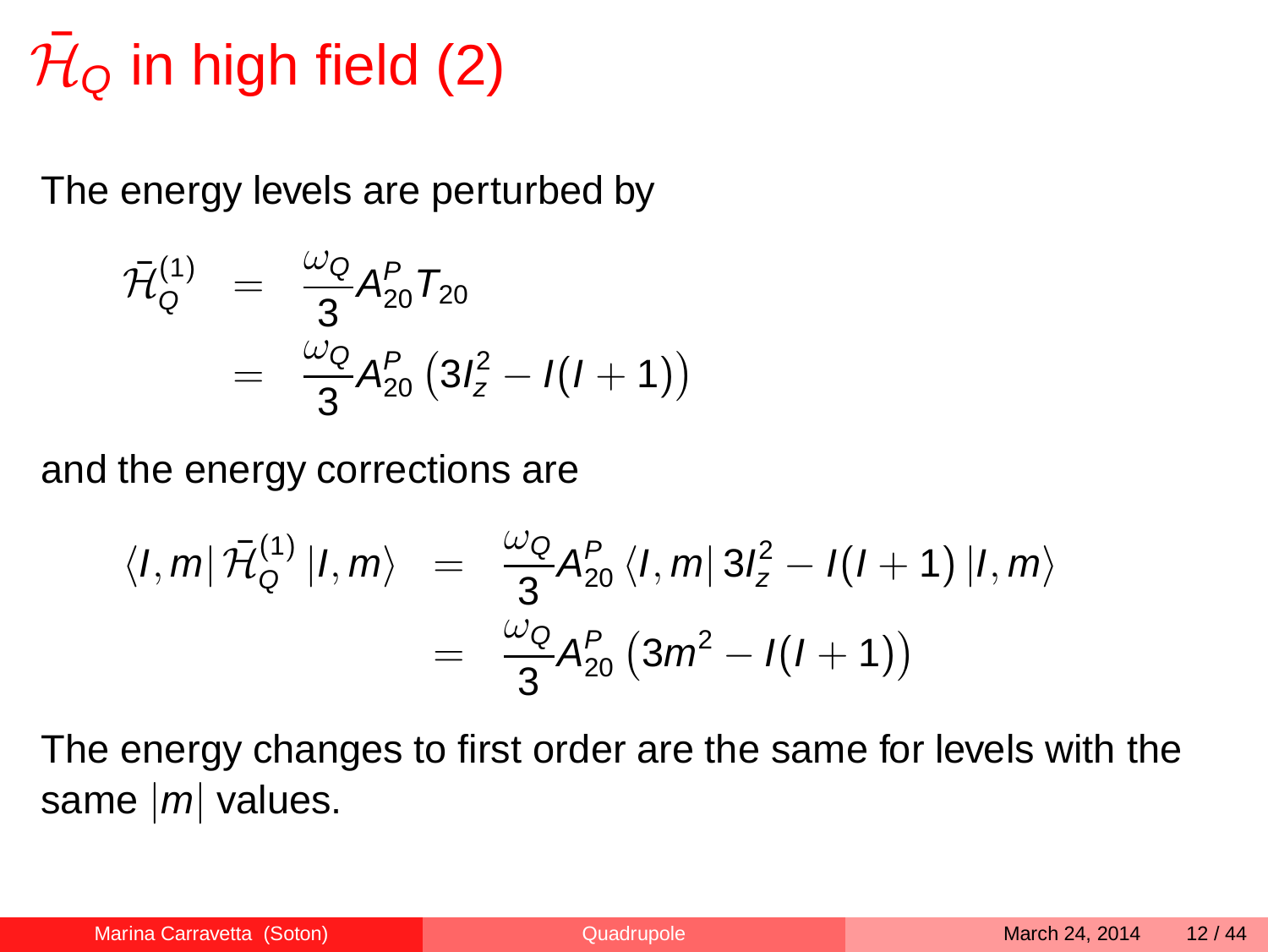# $\bar{\mathcal{H}}_Q$ in high field (2)

The energy levels are perturbed by

$$
\begin{aligned}
\bar{\mathcal{H}}_Q^{(1)} &= \frac{\omega_Q}{3} A_{20}^P T_{20} \\
&= \frac{\omega_Q}{3} A_{20}^P \left(3I_z^2 - I(I+1)\right)
\end{aligned}
$$

and the energy corrections are

$$
\begin{aligned}
\langle I, m | \bar{\mathcal{H}}_Q^{(1)} | I, m \rangle &= \frac{\omega_Q}{3} A_{20}^P \langle I, m | 3I_z^2 - I(I+1) | I, m \rangle \\
&= \frac{\omega_Q}{3} A_{20}^P \left(3m^2 - I(I+1)\right)
\end{aligned}
$$

The energy changes to first order are the same for levels with the same $|m|$ values.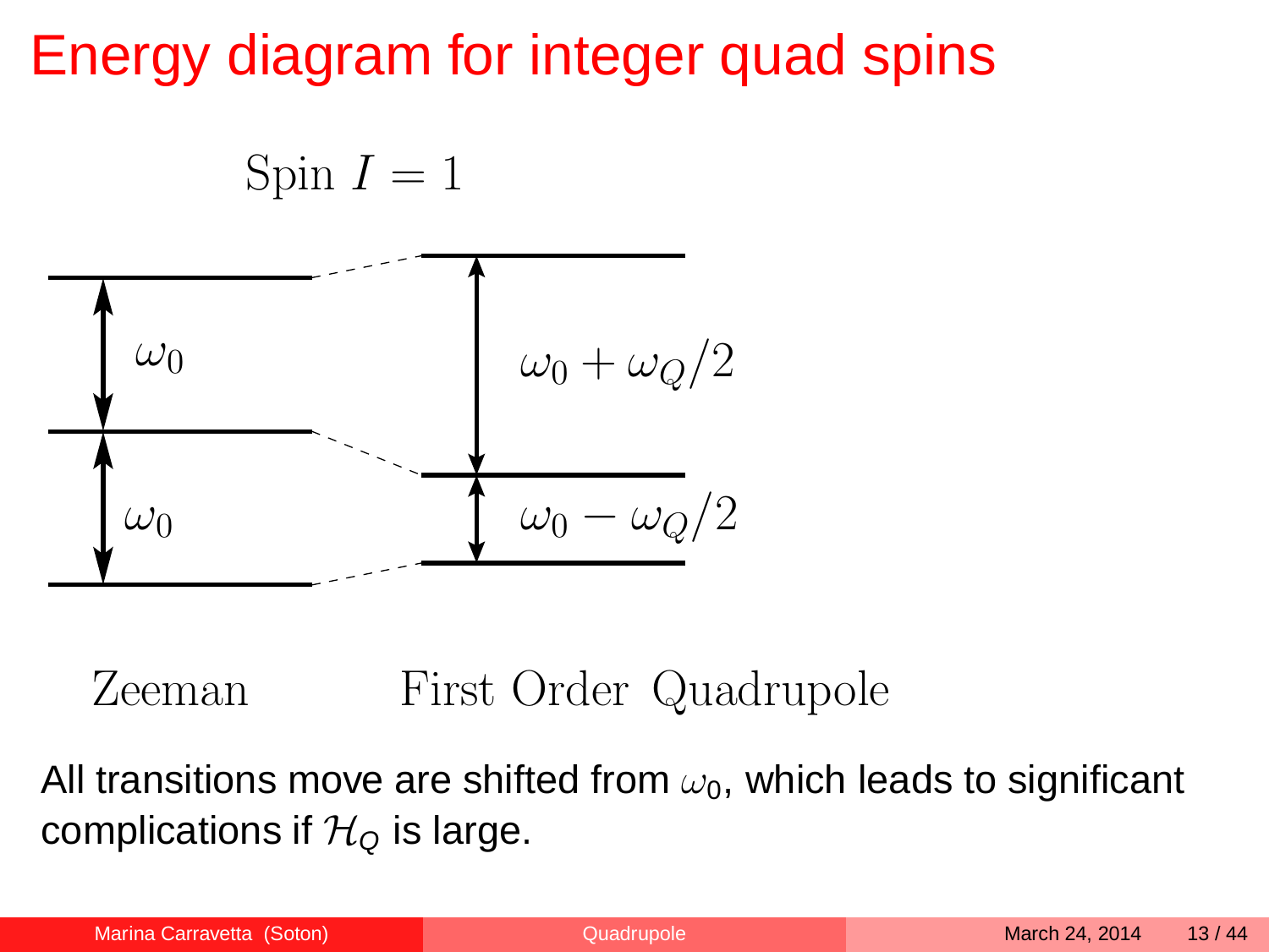# Energy diagram for integer quad spins

Spin $I = 1$

$\omega_0$

$\omega_0$

$\omega_0 + \omega_Q/2$

$\omega_0 - \omega_Q/2$

Zeeman First Order Quadrupole

All transitions move are shifted from $\omega_0$, which leads to significant complications if $\mathcal{H}_Q$ is large.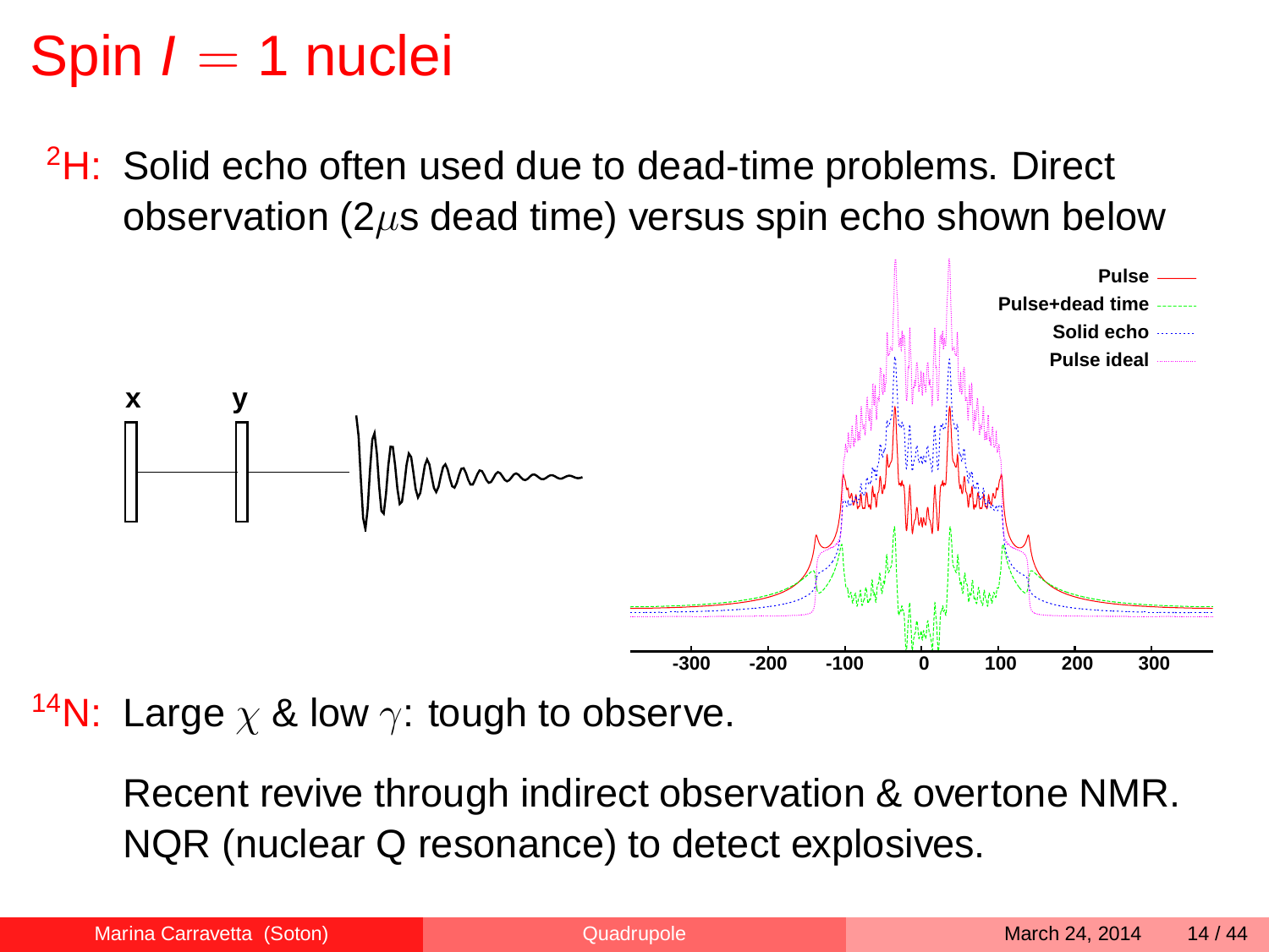# Spin $I = 1$ nuclei

$^{2}$H: Solid echo often used due to dead-time problems. Direct observation ($2\mu$s dead time) versus spin echo shown below

$^{14}$N: Large $\chi$ & low $\gamma$: tough to observe.

Recent revive through indirect observation & overtone NMR. NQR (nuclear Q resonance) to detect explosives.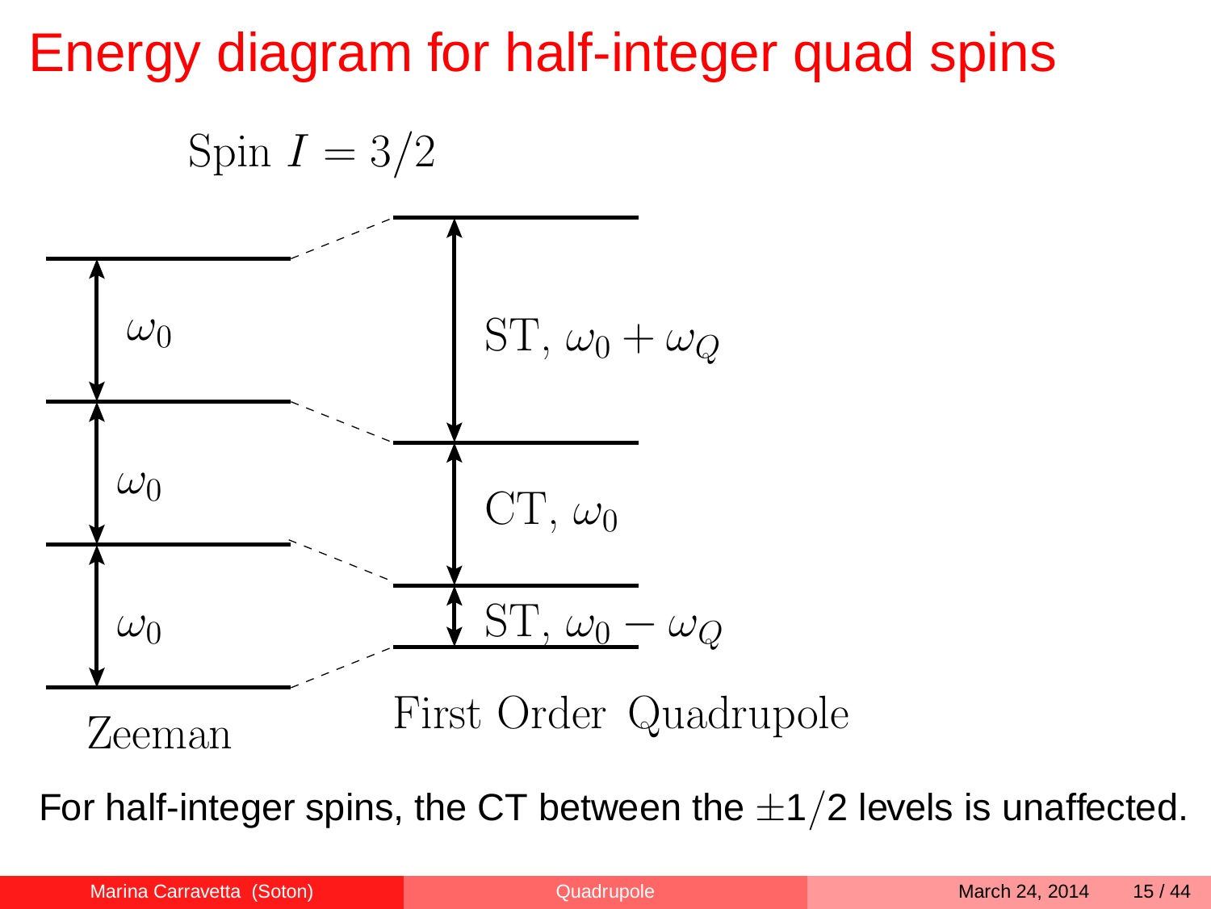# Energy diagram for half-integer quad spins

Spin $I = 3/2$

$\omega_0$

$\omega_0$

$\omega_0$

Zeeman

ST, $\omega_0 + \omega_Q$

CT, $\omega_0$

ST, $\omega_0 - \omega_Q$

First Order Quadrupole

For half-integer spins, the CT between the $\pm 1/2$ levels is unaffected.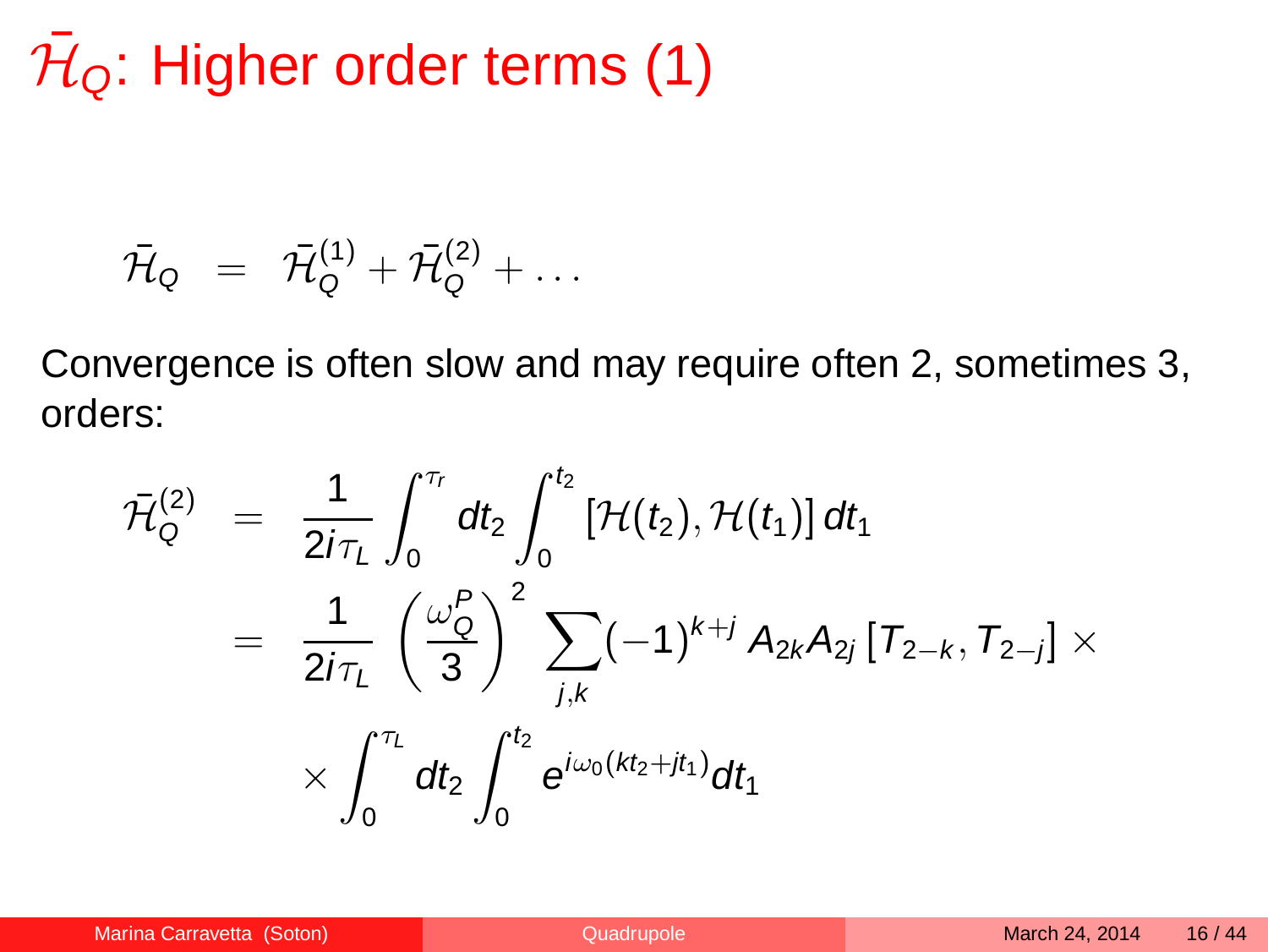# $\bar{\mathcal{H}}_Q$: Higher order terms (1)

$$\bar{\mathcal{H}}_Q = \bar{\mathcal{H}}_Q^{(1)} + \bar{\mathcal{H}}_Q^{(2)} + \dots$$

Convergence is often slow and may require often 2, sometimes 3, orders:

$$
\begin{aligned}
\bar{\mathcal{H}}_Q^{(2)} &= \frac{1}{2i\tau_L} \int_0^{\tau_r} dt_2 \int_0^{t_2} \left[\mathcal{H}(t_2), \mathcal{H}(t_1)\right] dt_1 \\
&= \frac{1}{2i\tau_L} \left(\frac{\omega_Q^P}{3}\right)^2 \sum_{j,k} (-1)^{k+j} A_{2k} A_{2j} \left[T_{2-k}, T_{2-j}\right] \times \\
&\quad \times \int_0^{\tau_L} dt_2 \int_0^{t_2} e^{i\omega_0(kt_2 + jt_1)} dt_1
\end{aligned}
$$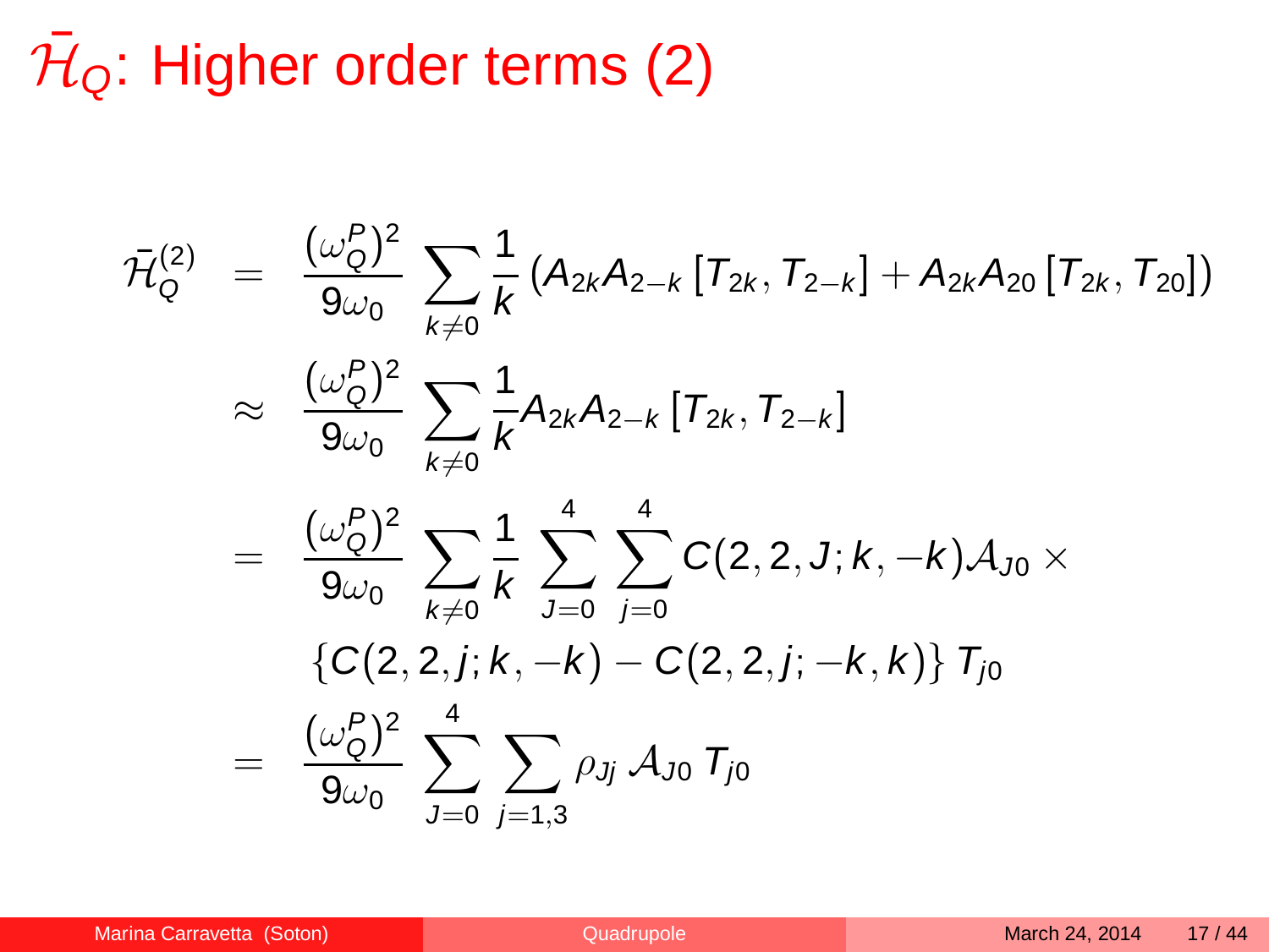# $\bar{\mathcal{H}}_Q$: Higher order terms (2)

$$
\begin{aligned}
\bar{\mathcal{H}}_Q^{(2)} &= \frac{(\omega_Q^P)^2}{9\omega_0} \sum_{k\neq 0} \frac{1}{k} \left( A_{2k}A_{2-k}\left[T_{2k}, T_{2-k}\right] + A_{2k}A_{20}\left[T_{2k}, T_{20}\right] \right) \\
&\approx \frac{(\omega_Q^P)^2}{9\omega_0} \sum_{k\neq 0} \frac{1}{k} A_{2k}A_{2-k}\left[T_{2k}, T_{2-k}\right] \\
&= \frac{(\omega_Q^P)^2}{9\omega_0} \sum_{k\neq 0} \frac{1}{k} \sum_{J=0}^{4} \sum_{j=0}^{4} C(2,2,J;k,-k)\mathcal{A}_{J0} \times \\
&\quad \left\{ C(2,2,j;k,-k) - C(2,2,j;-k,k) \right\} T_{j0} \\
&= \frac{(\omega_Q^P)^2}{9\omega_0} \sum_{J=0}^{4} \sum_{j=1,3} \rho_{Jj}\, \mathcal{A}_{J0}\, T_{j0}
\end{aligned}
$$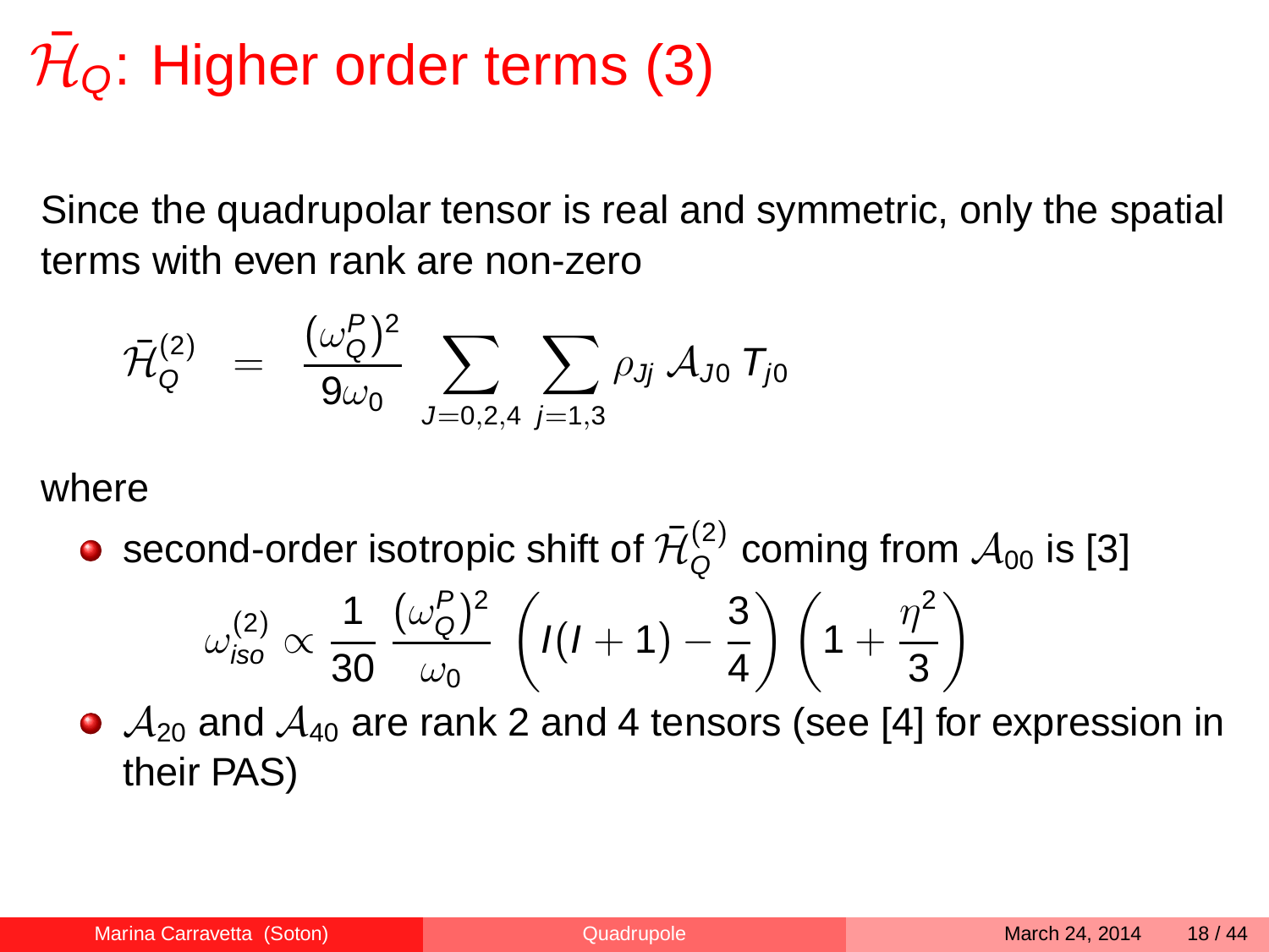# $\bar{\mathcal{H}}_Q$: Higher order terms (3)

Since the quadrupolar tensor is real and symmetric, only the spatial terms with even rank are non-zero

$$\bar{\mathcal{H}}_Q^{(2)} = \frac{(\omega_Q^P)^2}{9\omega_0} \sum_{J=0,2,4} \sum_{j=1,3} \rho_{Jj} \, \mathcal{A}_{J0} \, T_{j0}$$

where

- second-order isotropic shift of $\bar{\mathcal{H}}_Q^{(2)}$ coming from $\mathcal{A}_{00}$ is [3]

$$\omega_{iso}^{(2)} \propto \frac{1}{30} \frac{(\omega_Q^P)^2}{\omega_0} \left( I(I+1) - \frac{3}{4} \right) \left( 1 + \frac{\eta^2}{3} \right)$$

- $\mathcal{A}_{20}$ and $\mathcal{A}_{40}$ are rank 2 and 4 tensors (see [4] for expression in their PAS)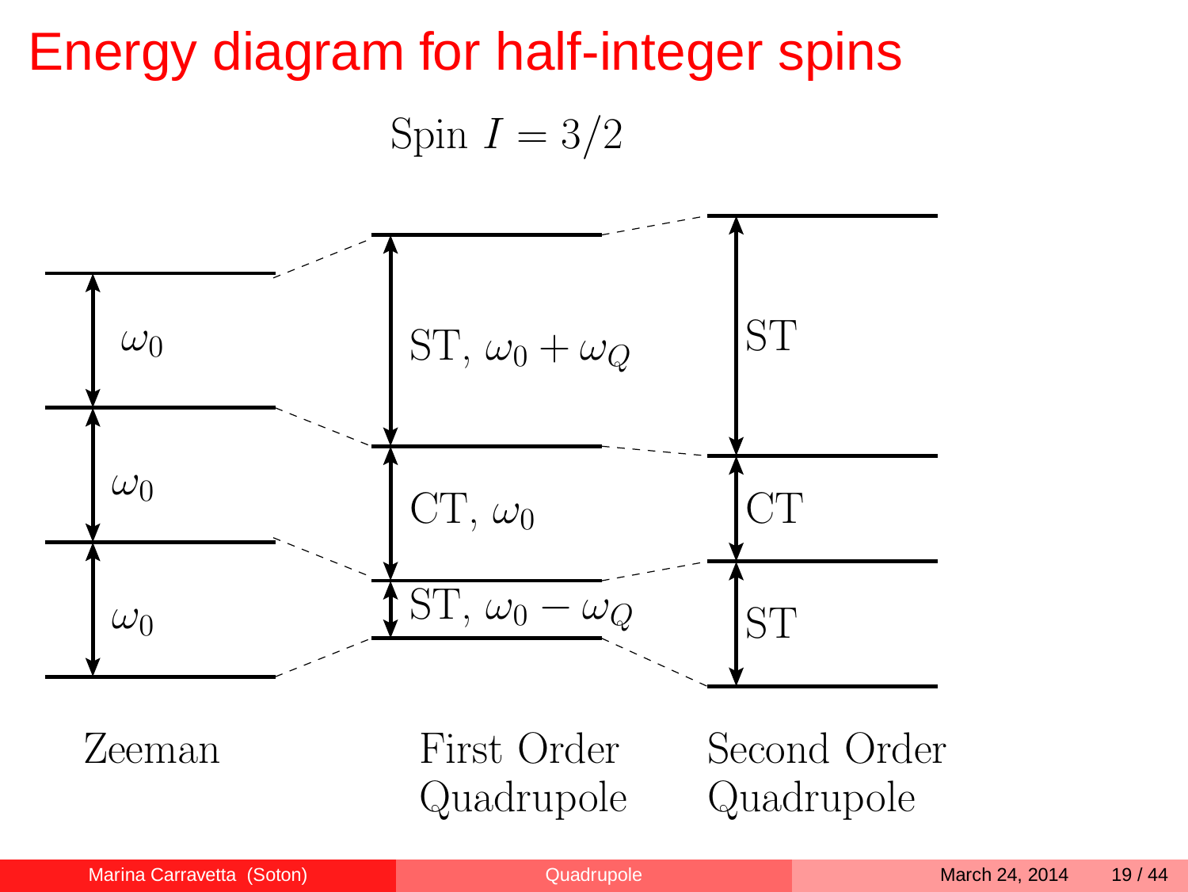# Energy diagram for half-integer spins

Spin $I = 3/2$

| Zeeman | First Order Quadrupole | Second Order Quadrupole |
|---|---|---|
| $\omega_0$ | ST, $\omega_0 + \omega_Q$ | ST |
| $\omega_0$ | CT, $\omega_0$ | CT |
| $\omega_0$ | ST, $\omega_0 - \omega_Q$ | ST |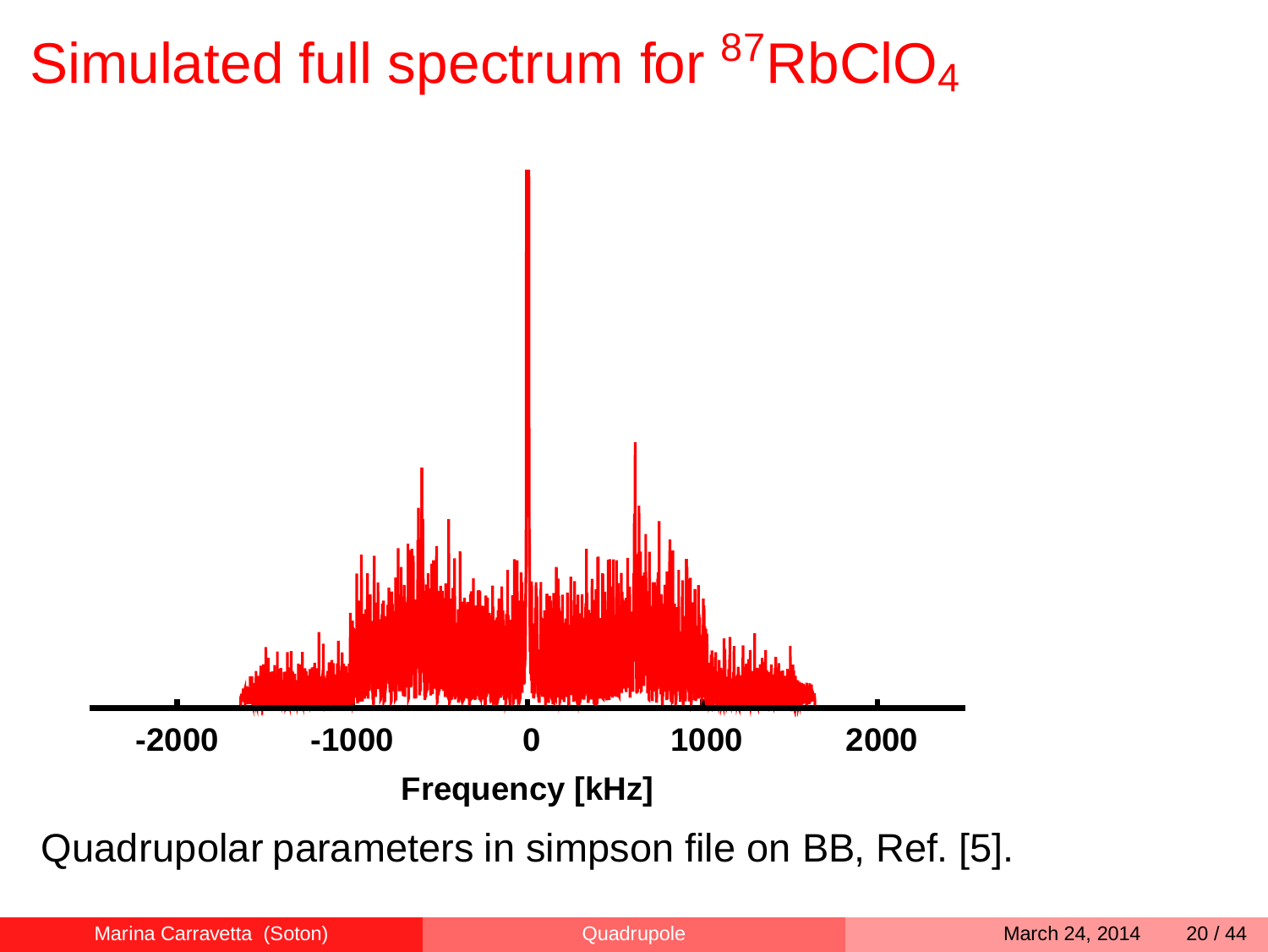# Simulated full spectrum for $^{87}RbClO_4$

Quadrupolar parameters in simpson file on BB, Ref. [5].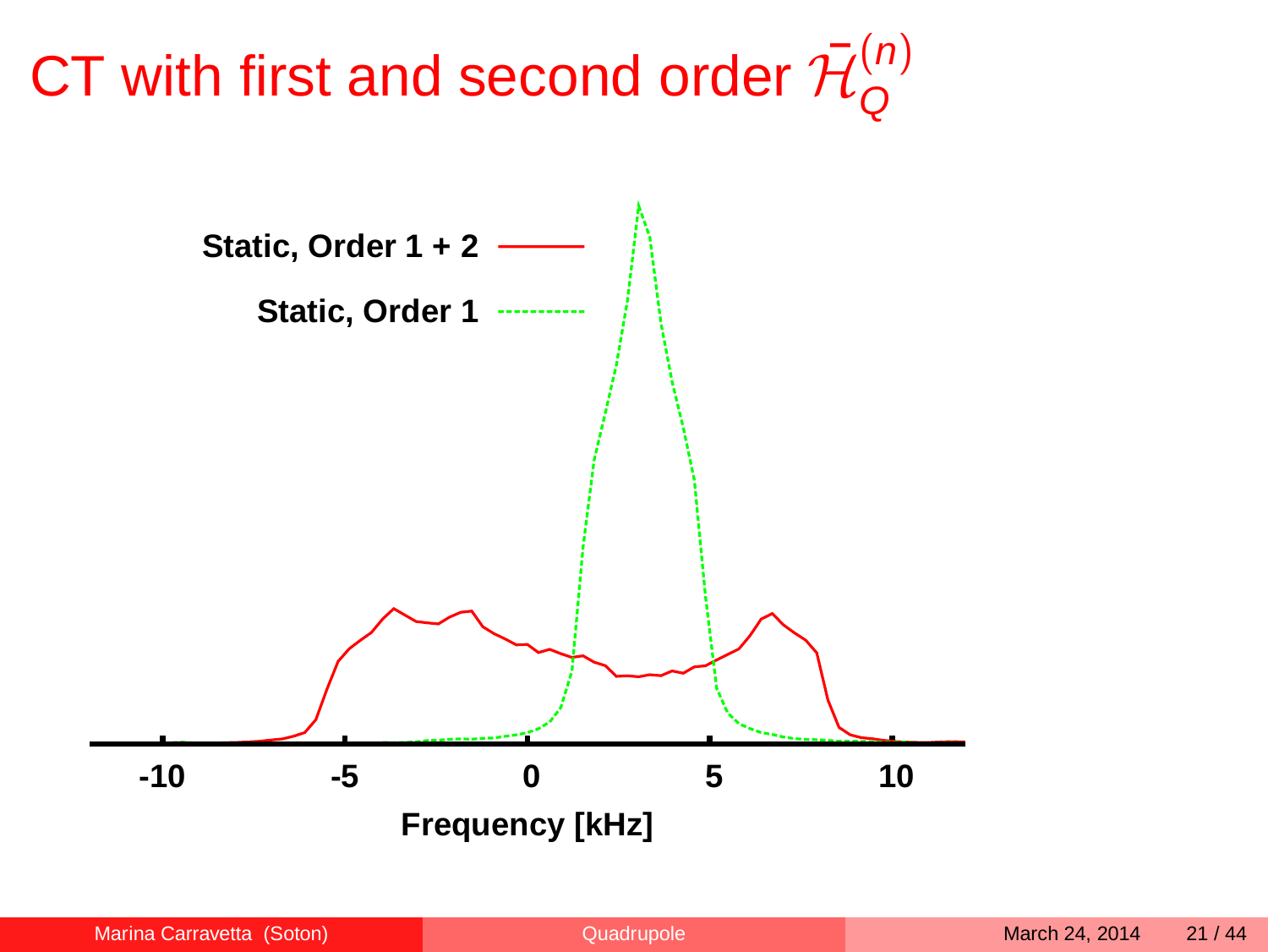# CT with first and second order $\bar{\mathcal{H}}_Q^{(n)}$

Static, Order 1 + 2

Static, Order 1

-10 -5 0 5 10

Frequency [kHz]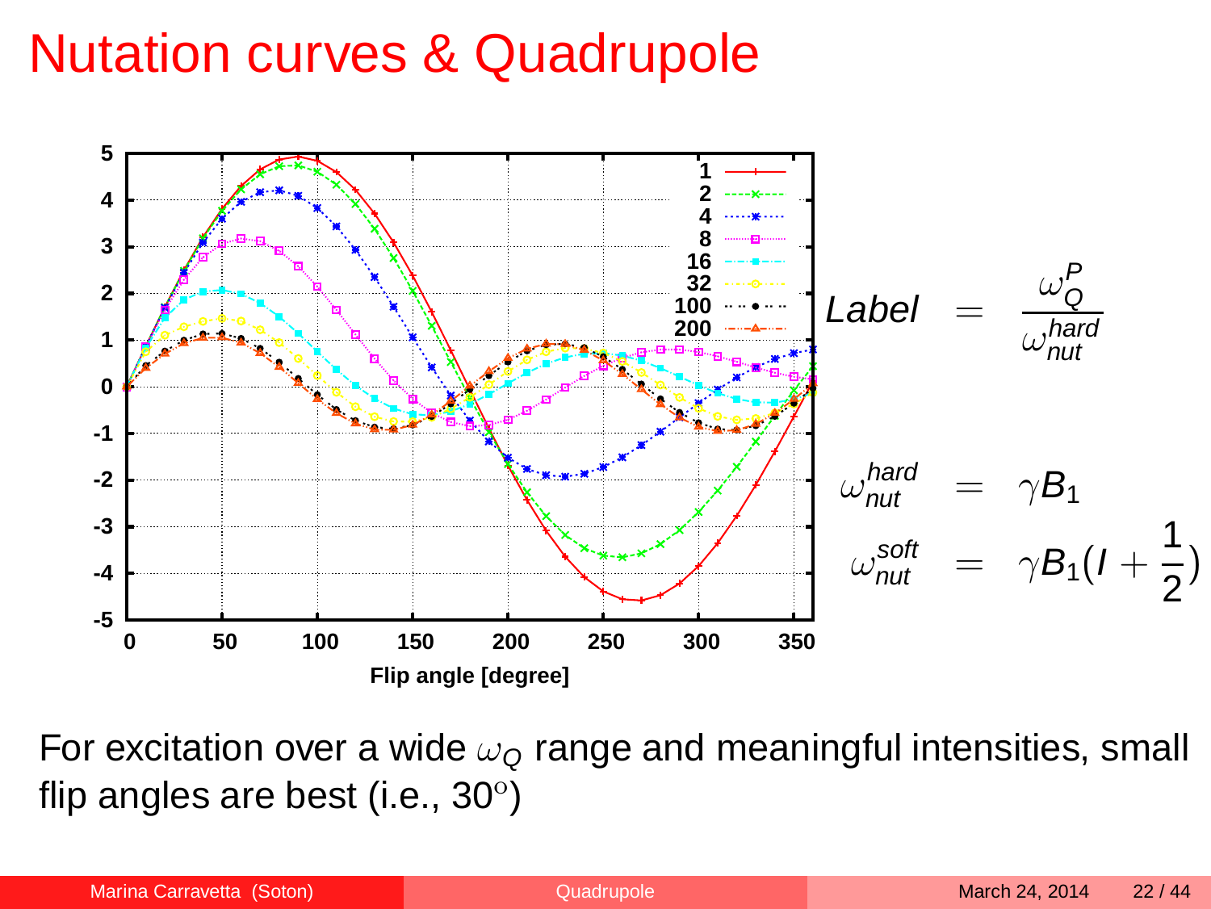# Nutation curves & Quadrupole

$$Label = \frac{\omega_Q^P}{\omega_{nut}^{hard}}$$

$$\omega_{nut}^{hard} = \gamma B_1$$

$$\omega_{nut}^{soft} = \gamma B_1 (I + \frac{1}{2})$$

For excitation over a wide $\omega_Q$ range and meaningful intensities, small flip angles are best (i.e., 30$^o$)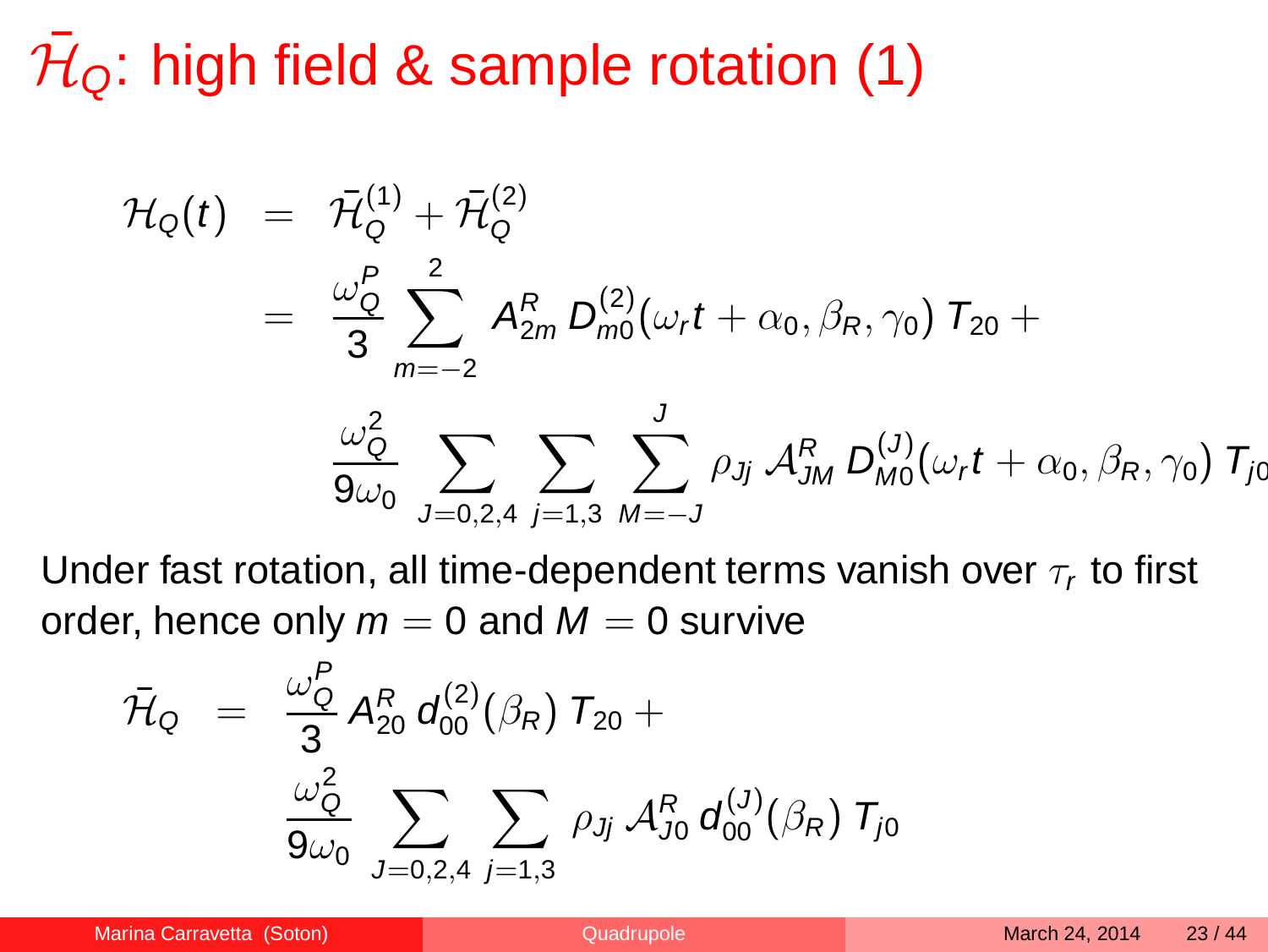# $\bar{\mathcal{H}}_Q$: high field & sample rotation (1)

$$
\begin{aligned}
\mathcal{H}_Q(t) &= \bar{\mathcal{H}}_Q^{(1)} + \bar{\mathcal{H}}_Q^{(2)} \\
&= \frac{\omega_Q^P}{3} \sum_{m=-2}^{2} A_{2m}^R \, D_{m0}^{(2)}(\omega_r t + \alpha_0, \beta_R, \gamma_0) \, T_{20} + \\
&\quad \frac{\omega_Q^2}{9\omega_0} \sum_{J=0,2,4} \sum_{j=1,3} \sum_{M=-J}^{J} \rho_{Jj} \, \mathcal{A}_{JM}^R \, D_{M0}^{(J)}(\omega_r t + \alpha_0, \beta_R, \gamma_0) \, T_{j0}
\end{aligned}
$$

Under fast rotation, all time-dependent terms vanish over $\tau_r$ to first order, hence only $m = 0$ and $M = 0$ survive

$$
\begin{aligned}
\bar{\mathcal{H}}_Q &= \frac{\omega_Q^P}{3} A_{20}^R \, d_{00}^{(2)}(\beta_R) \, T_{20} + \\
&\quad \frac{\omega_Q^2}{9\omega_0} \sum_{J=0,2,4} \sum_{j=1,3} \rho_{Jj} \, \mathcal{A}_{J0}^R \, d_{00}^{(J)}(\beta_R) \, T_{j0}
\end{aligned}
$$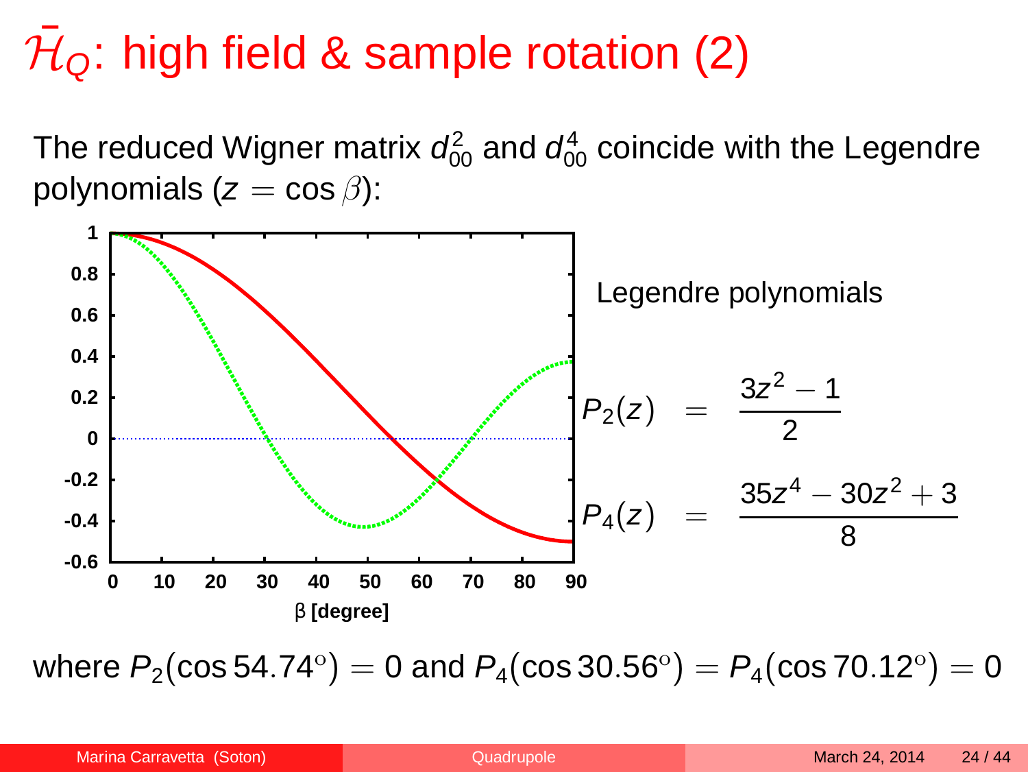# $\bar{\mathcal{H}}_Q$: high field & sample rotation (2)

The reduced Wigner matrix $d^2_{00}$ and $d^4_{00}$ coincide with the Legendre polynomials ($z = \cos\beta$):

Legendre polynomials

$$P_2(z) = \frac{3z^2 - 1}{2}$$

$$P_4(z) = \frac{35z^4 - 30z^2 + 3}{8}$$

where $P_2(\cos 54.74^\circ) = 0$ and $P_4(\cos 30.56^\circ) = P_4(\cos 70.12^\circ) = 0$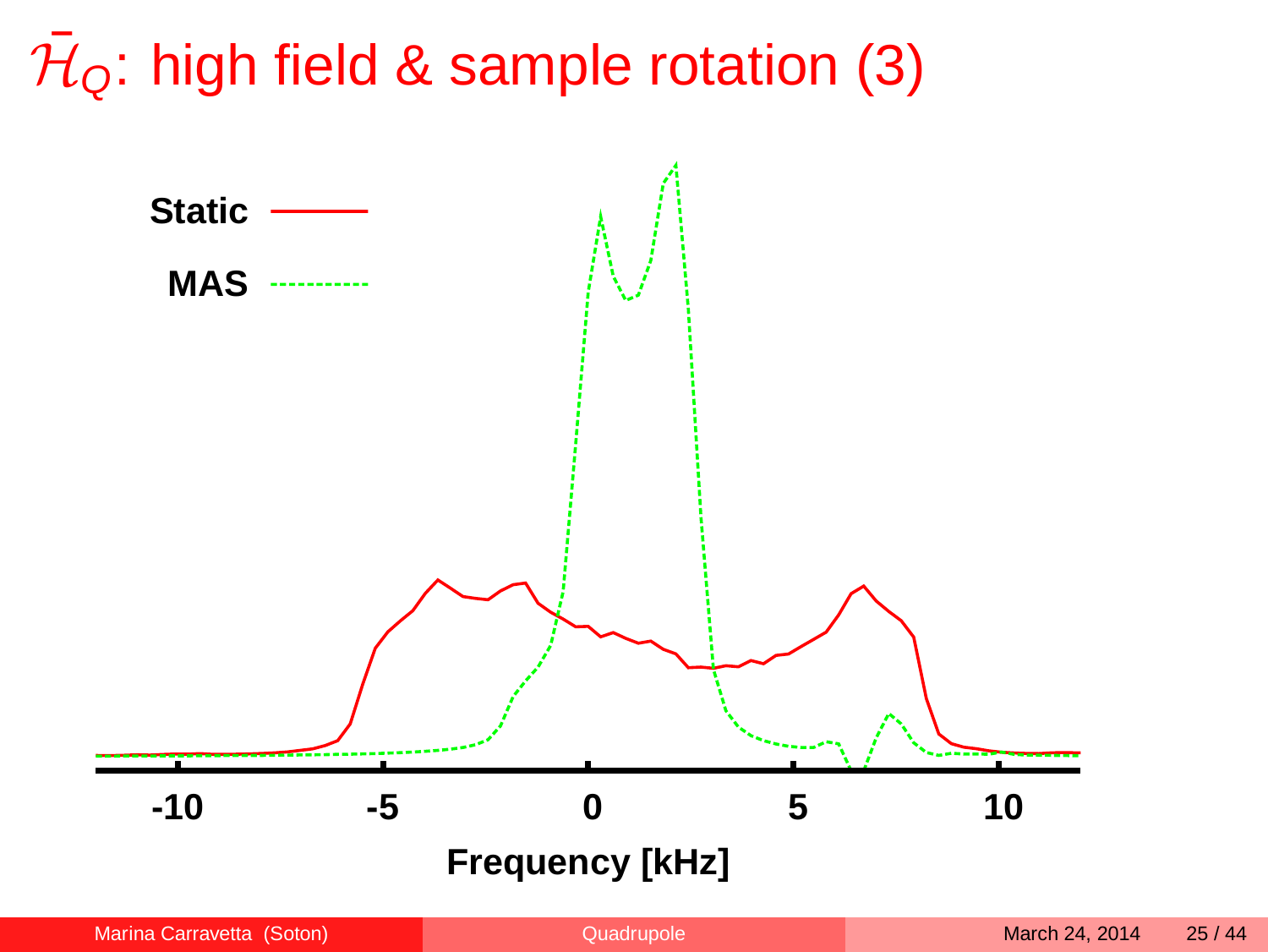# $\bar{\mathcal{H}}_Q$: high field & sample rotation (3)

Static

MAS

-10 -5 0 5 10

Frequency [kHz]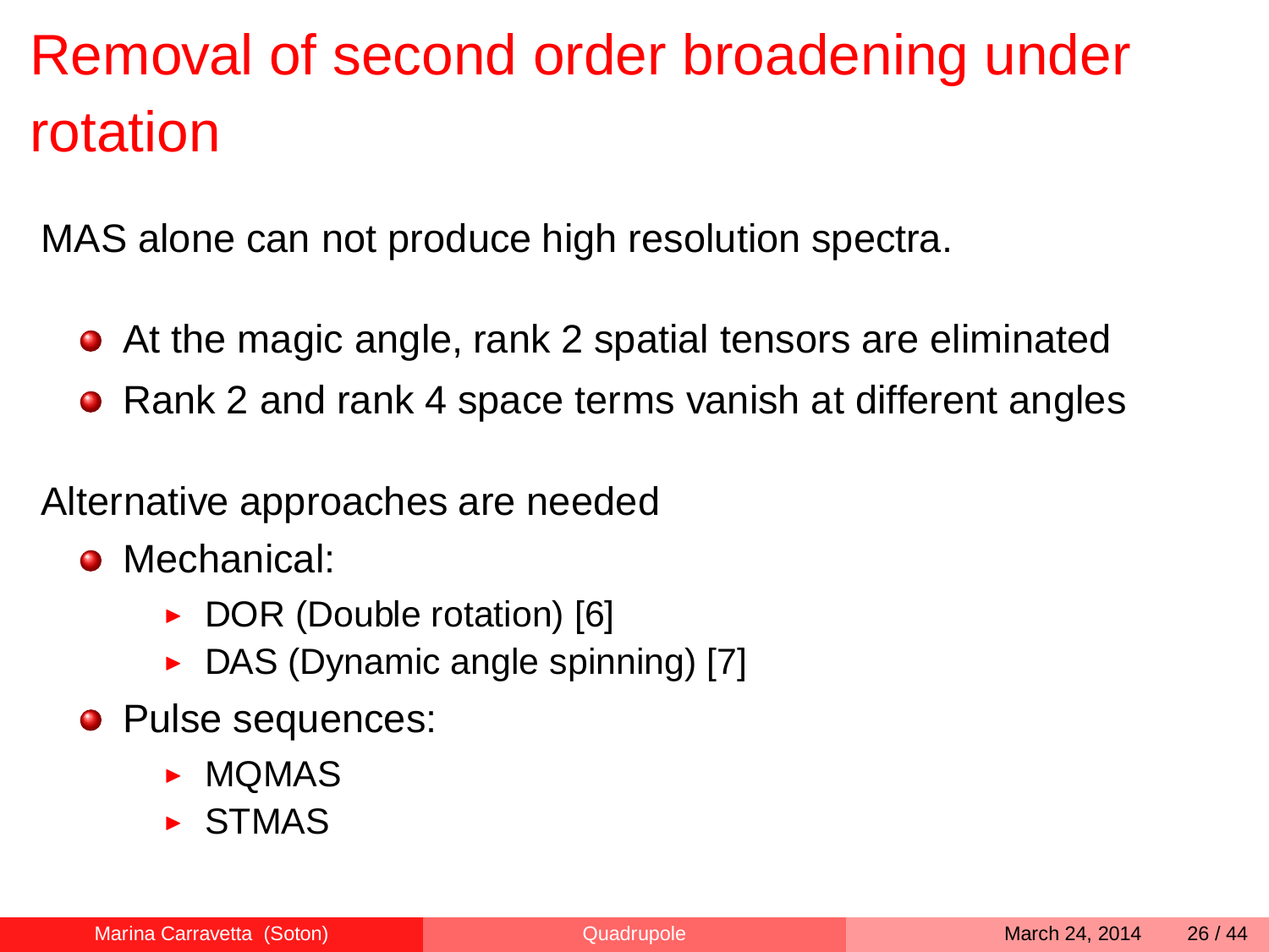# Removal of second order broadening under rotation

MAS alone can not produce high resolution spectra.

- At the magic angle, rank 2 spatial tensors are eliminated
- Rank 2 and rank 4 space terms vanish at different angles

Alternative approaches are needed

- Mechanical:
  - DOR (Double rotation) [6]
  - DAS (Dynamic angle spinning) [7]
- Pulse sequences:
  - MQMAS
  - STMAS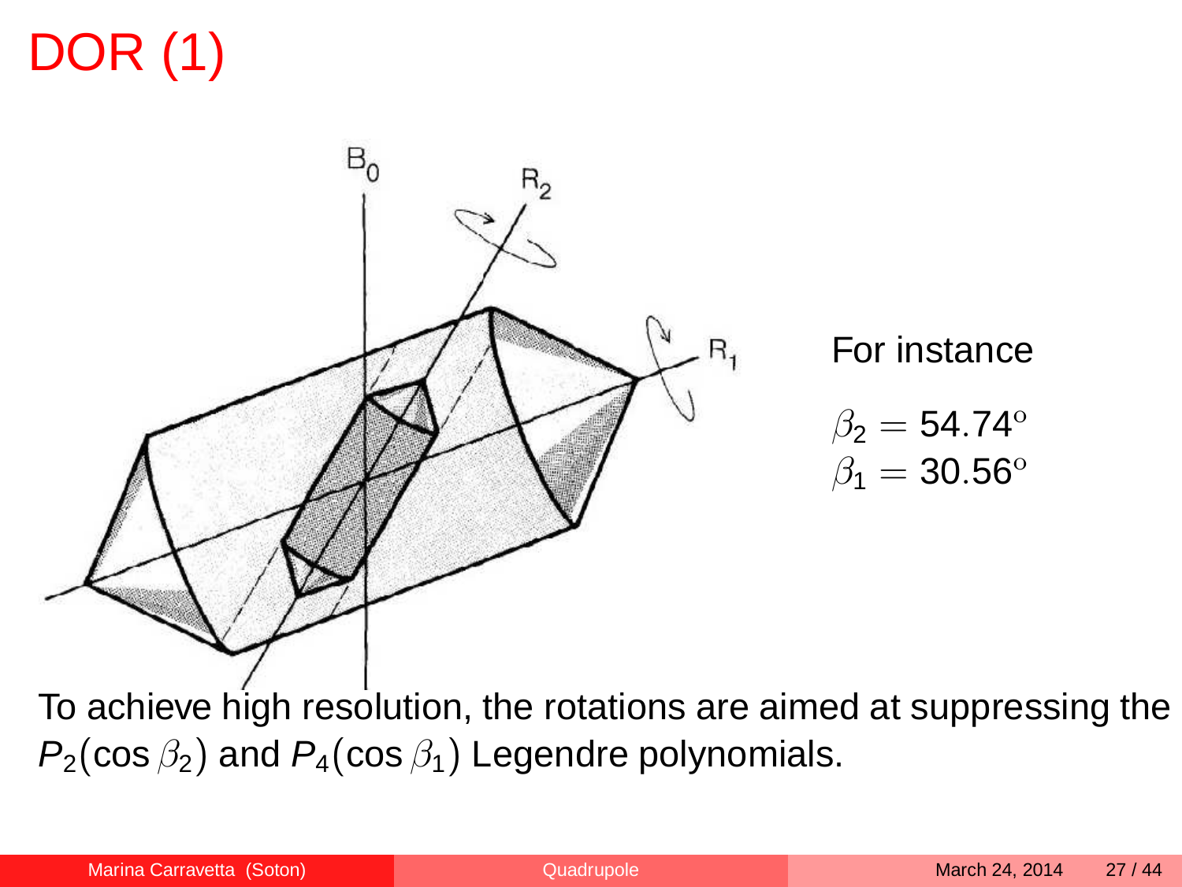# DOR (1)

For instance

$\beta_2 = 54.74^{\circ}$
$\beta_1 = 30.56^{\circ}$

To achieve high resolution, the rotations are aimed at suppressing the $P_2(\cos\beta_2)$ and $P_4(\cos\beta_1)$ Legendre polynomials.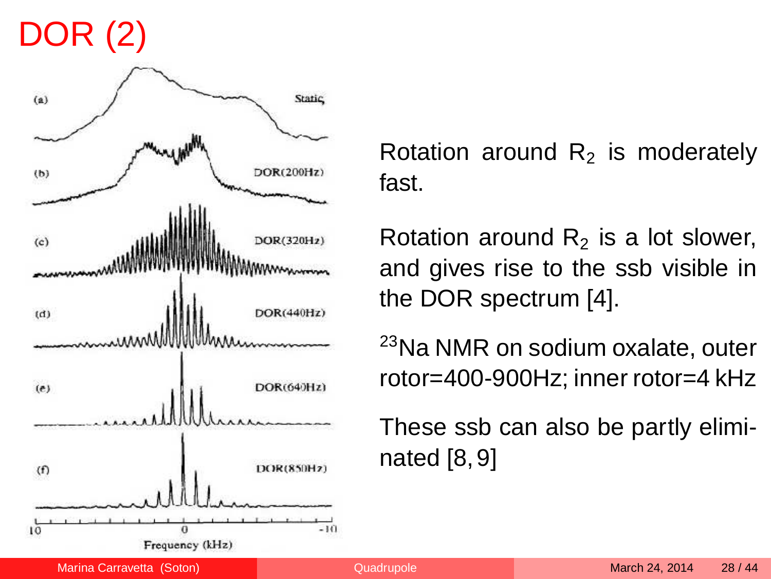# DOR (2)

Rotation around $R_2$ is moderately fast.

Rotation around $R_2$ is a lot slower, and gives rise to the ssb visible in the DOR spectrum [4].

$^{23}$Na NMR on sodium oxalate, outer rotor=400-900Hz; inner rotor=4 kHz

These ssb can also be partly eliminated [8, 9]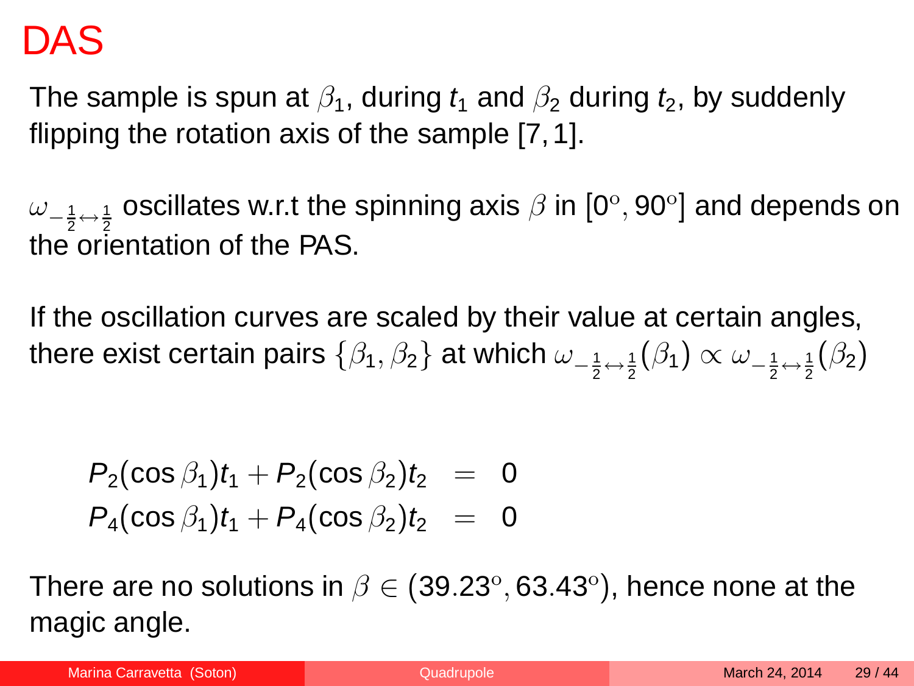# DAS

The sample is spun at $\beta_1$, during $t_1$ and $\beta_2$ during $t_2$, by suddenly flipping the rotation axis of the sample [7, 1].

$\omega_{-\frac{1}{2}\leftrightarrow\frac{1}{2}}$ oscillates w.r.t the spinning axis $\beta$ in $[0^{\mathrm{o}}, 90^{\mathrm{o}}]$ and depends on the orientation of the PAS.

If the oscillation curves are scaled by their value at certain angles, there exist certain pairs $\{\beta_1, \beta_2\}$ at which $\omega_{-\frac{1}{2}\leftrightarrow\frac{1}{2}}(\beta_1) \propto \omega_{-\frac{1}{2}\leftrightarrow\frac{1}{2}}(\beta_2)$

$$
\begin{aligned}
P_2(\cos\beta_1)t_1 + P_2(\cos\beta_2)t_2 &= 0 \\
P_4(\cos\beta_1)t_1 + P_4(\cos\beta_2)t_2 &= 0
\end{aligned}
$$

There are no solutions in $\beta \in (39.23^{\mathrm{o}}, 63.43^{\mathrm{o}})$, hence none at the magic angle.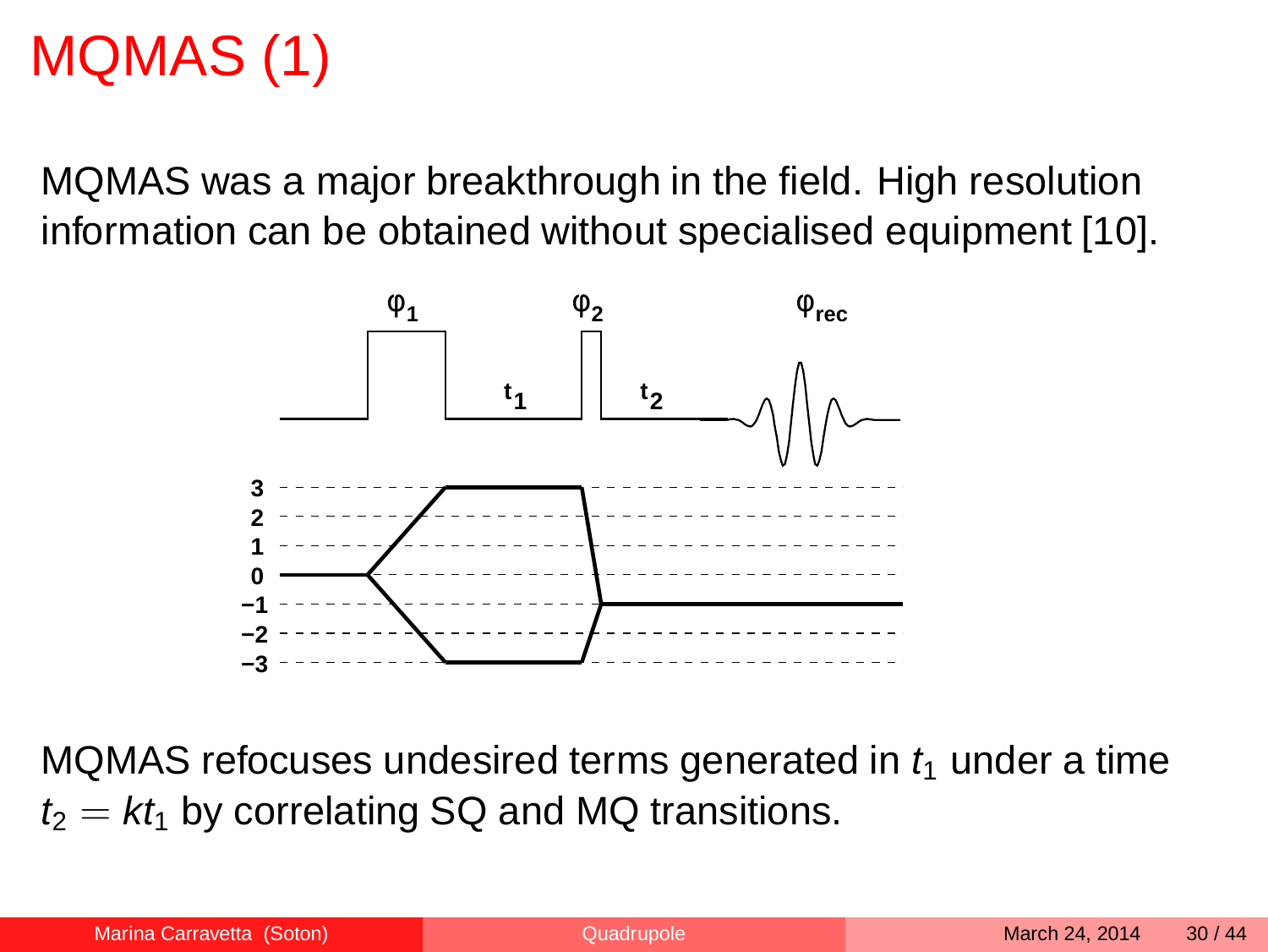# MQMAS (1)

MQMAS was a major breakthrough in the field. High resolution information can be obtained without specialised equipment [10].

MQMAS refocuses undesired terms generated in $t_1$ under a time $t_2 = kt_1$ by correlating SQ and MQ transitions.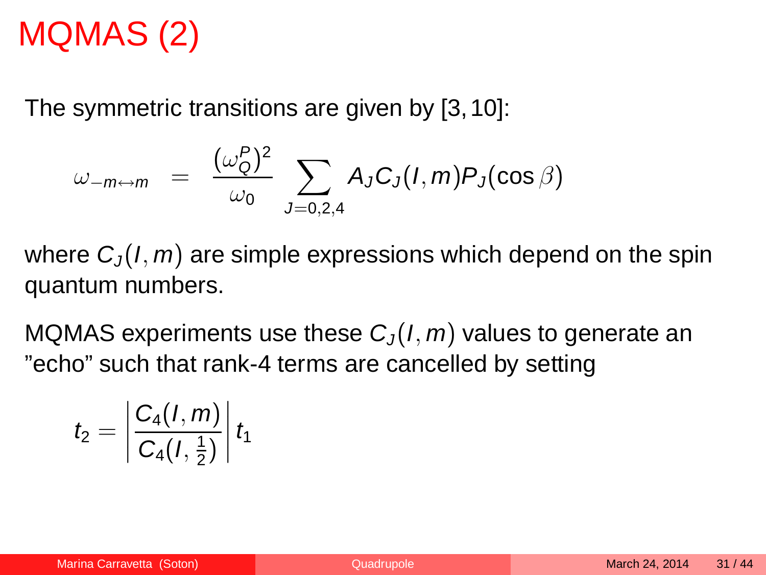# MQMAS (2)

The symmetric transitions are given by [3, 10]:

$$\omega_{-m\leftrightarrow m} = \frac{(\omega_Q^P)^2}{\omega_0} \sum_{J=0,2,4} A_J C_J(I,m) P_J(\cos\beta)$$

where $C_J(I,m)$ are simple expressions which depend on the spin quantum numbers.

MQMAS experiments use these $C_J(I,m)$ values to generate an "echo" such that rank-4 terms are cancelled by setting

$$t_2 = \left| \frac{C_4(I,m)}{C_4(I,\frac{1}{2})} \right| t_1$$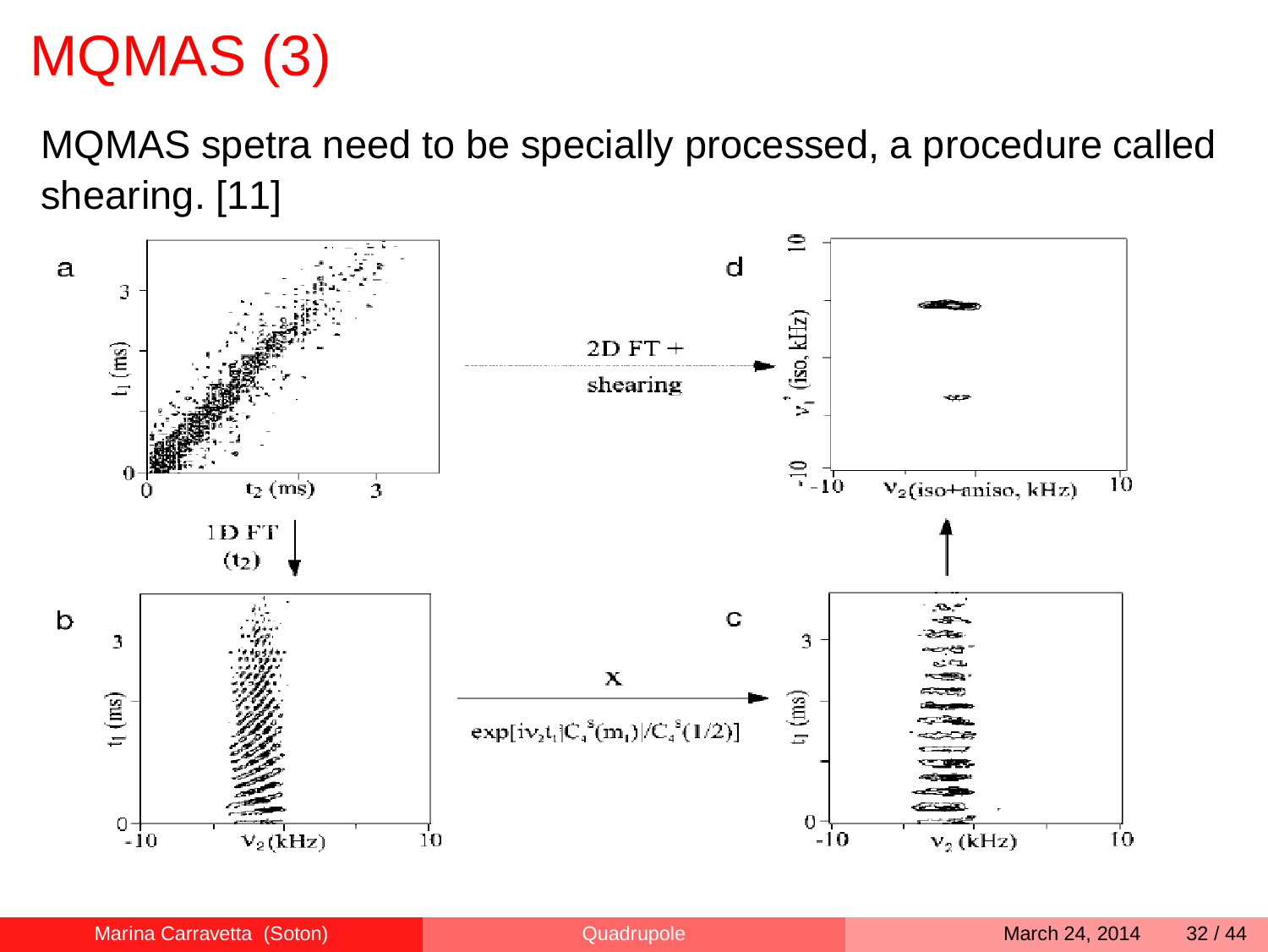# MQMAS (3)

MQMAS spetra need to be specially processed, a procedure called shearing. [11]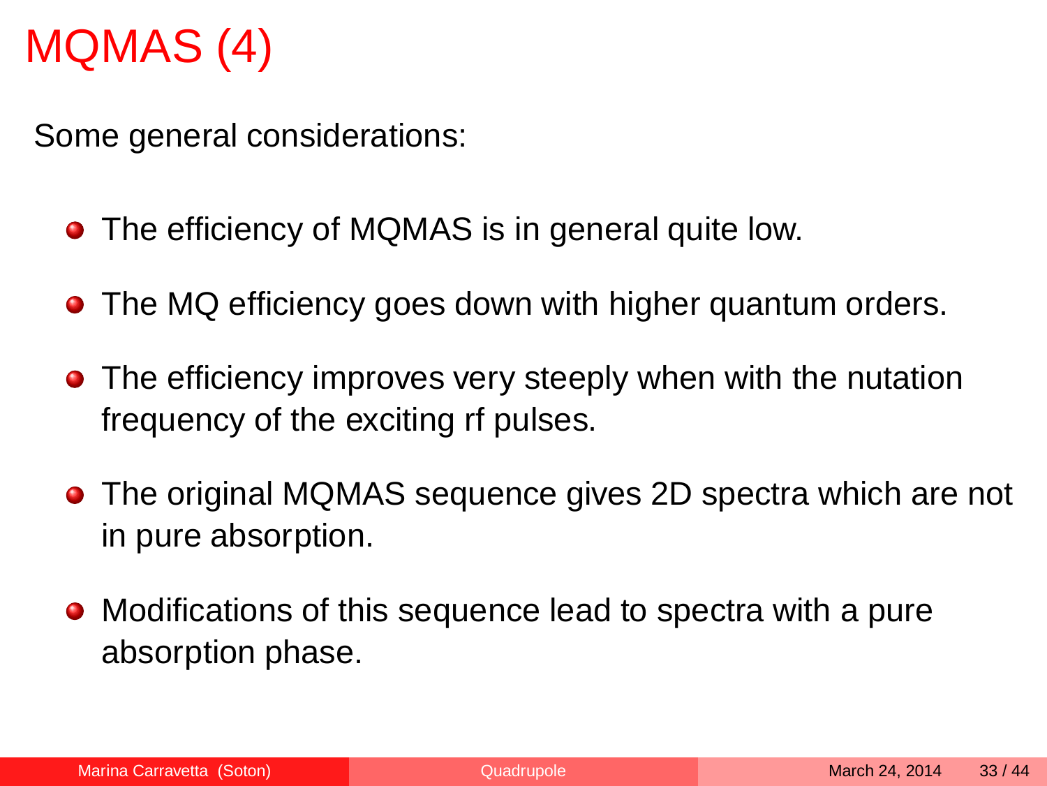# MQMAS (4)

Some general considerations:

- The efficiency of MQMAS is in general quite low.
- The MQ efficiency goes down with higher quantum orders.
- The efficiency improves very steeply when with the nutation frequency of the exciting rf pulses.
- The original MQMAS sequence gives 2D spectra which are not in pure absorption.
- Modifications of this sequence lead to spectra with a pure absorption phase.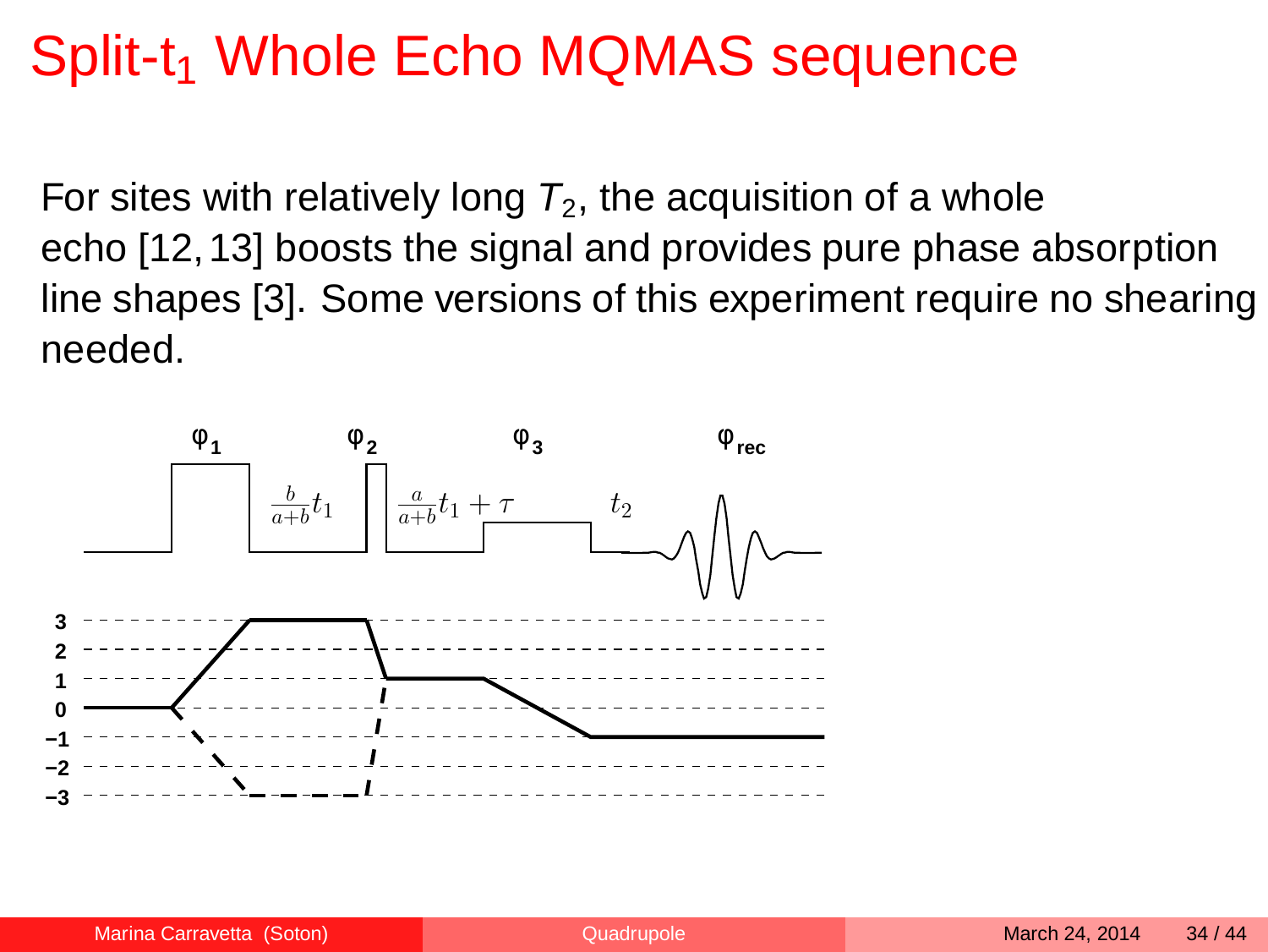# Split-$t_1$ Whole Echo MQMAS sequence

For sites with relatively long $T_2$, the acquisition of a whole echo [12, 13] boosts the signal and provides pure phase absorption line shapes [3]. Some versions of this experiment require no shearing needed.

$\varphi_1$ $\varphi_2$ $\varphi_3$ $\varphi_{rec}$

$\frac{b}{a+b}t_1$ $\frac{a}{a+b}t_1 + \tau$ $t_2$

3, 2, 1, 0, −1, −2, −3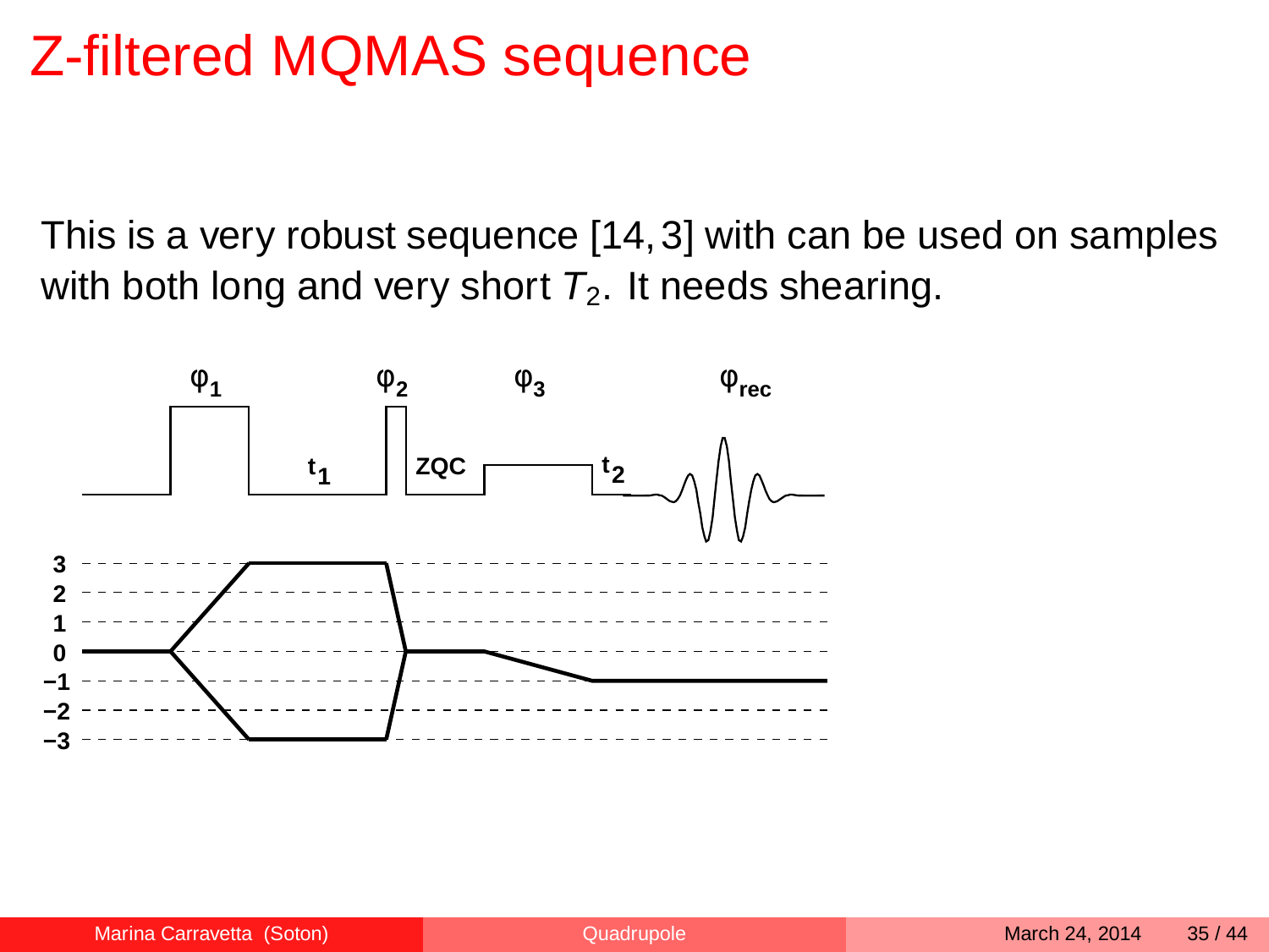# Z-filtered MQMAS sequence

This is a very robust sequence [14, 3] with can be used on samples with both long and very short $T_2$. It needs shearing.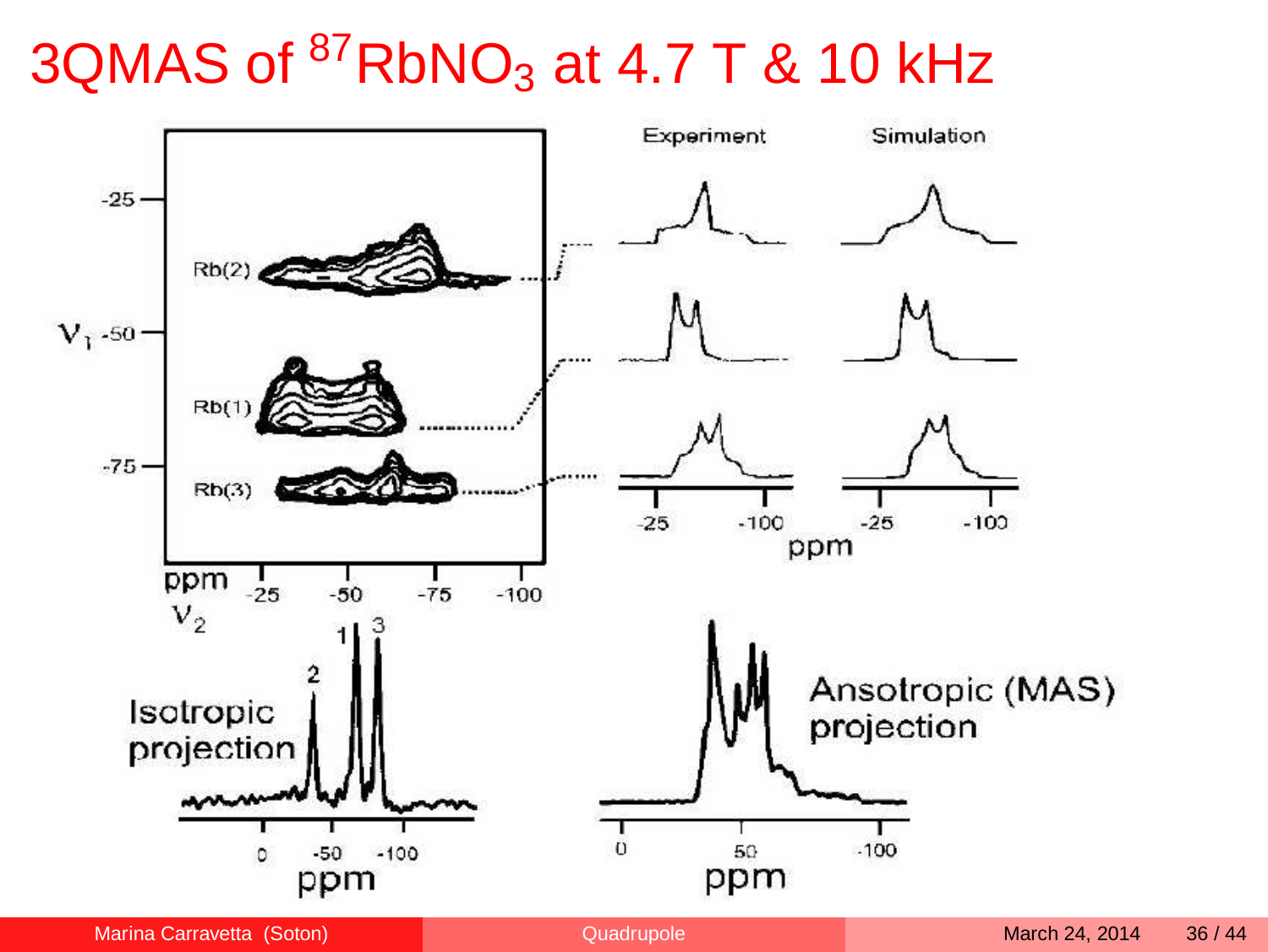# 3QMAS of $^{87}RbNO_3$ at 4.7 T & 10 kHz

Experiment

Simulation

Rb(2)

Rb(1)

Rb(3)

$\nu_1$

$\nu_2$

Isotropic projection

Ansotropic (MAS) projection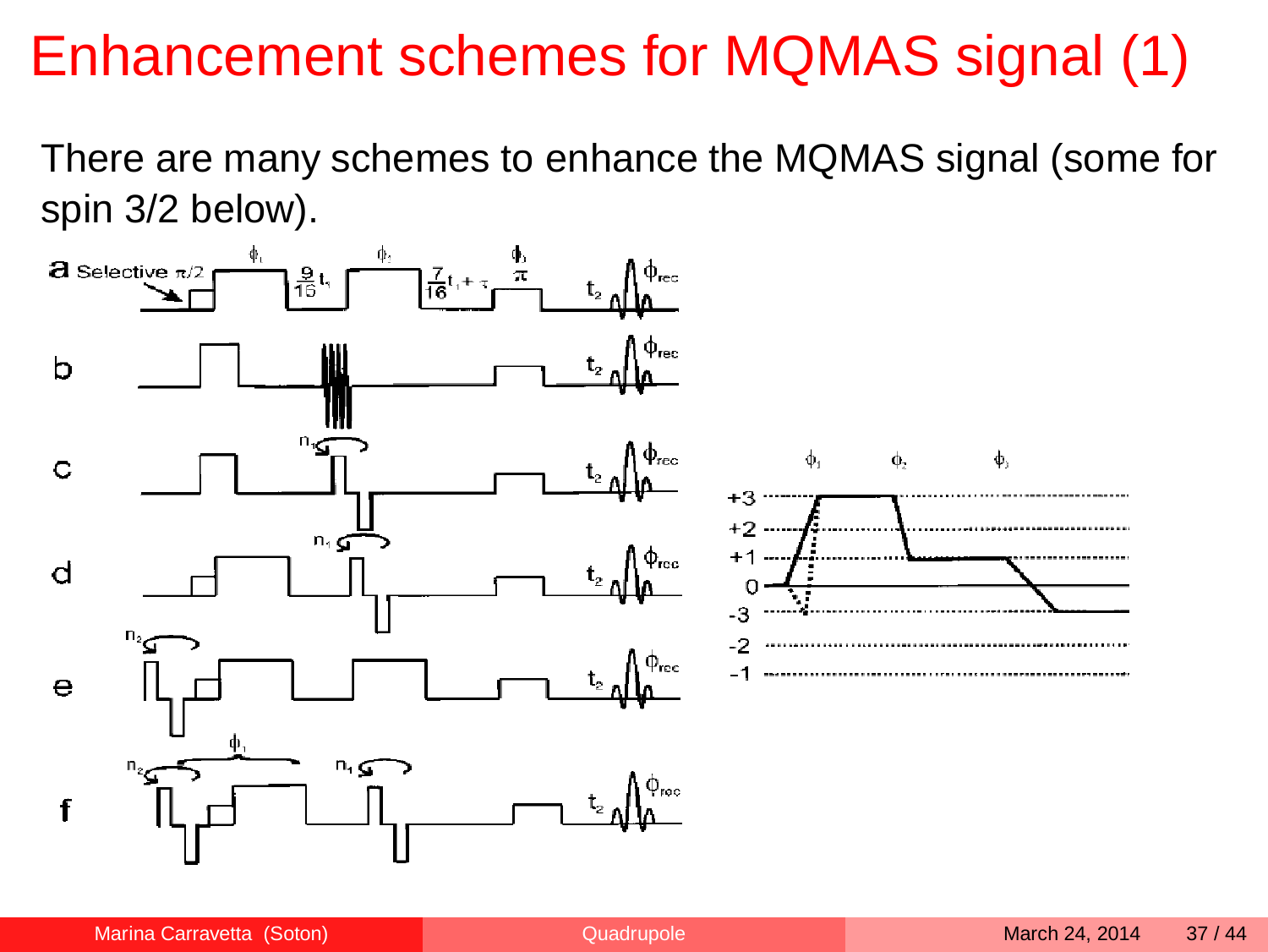# Enhancement schemes for MQMAS signal (1)

There are many schemes to enhance the MQMAS signal (some for spin 3/2 below).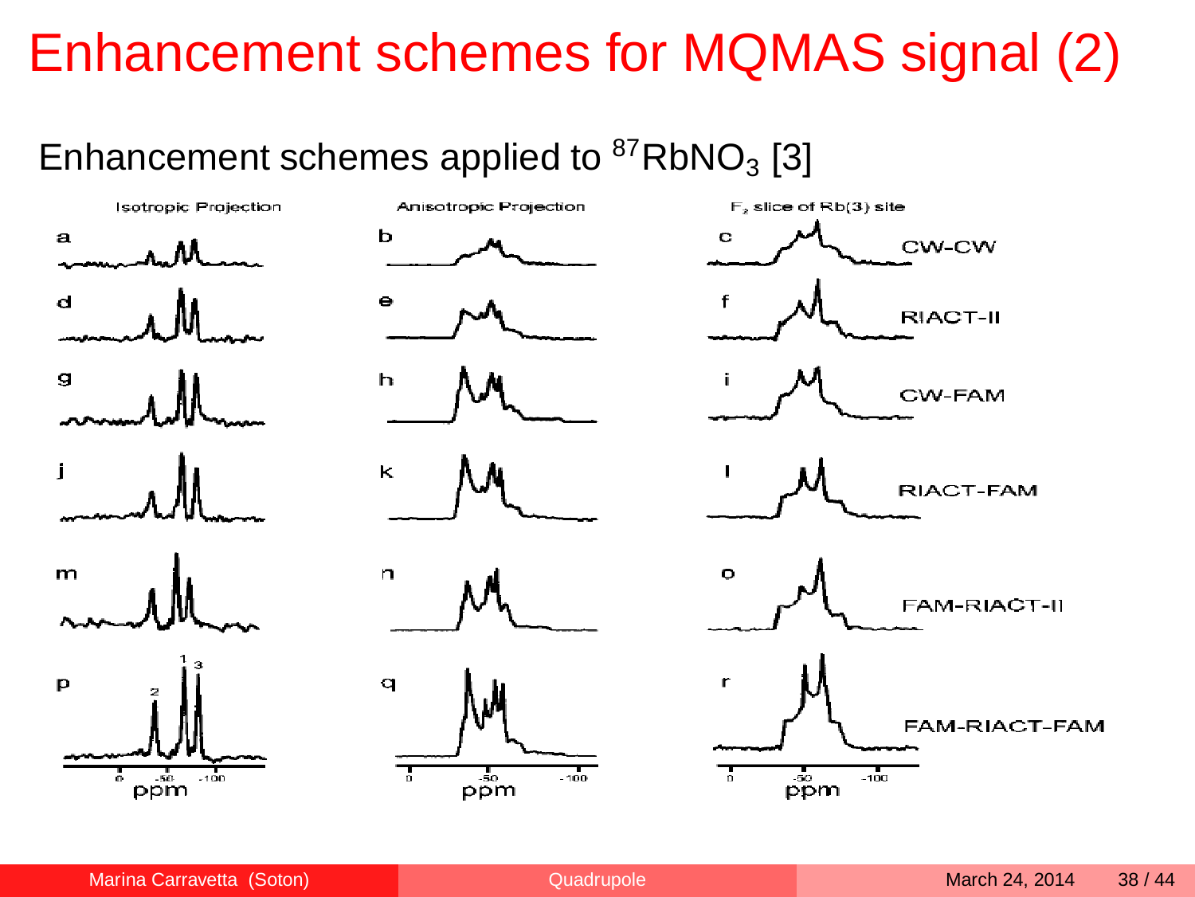# Enhancement schemes for MQMAS signal (2)

Enhancement schemes applied to $^{87}RbNO_3$ [3]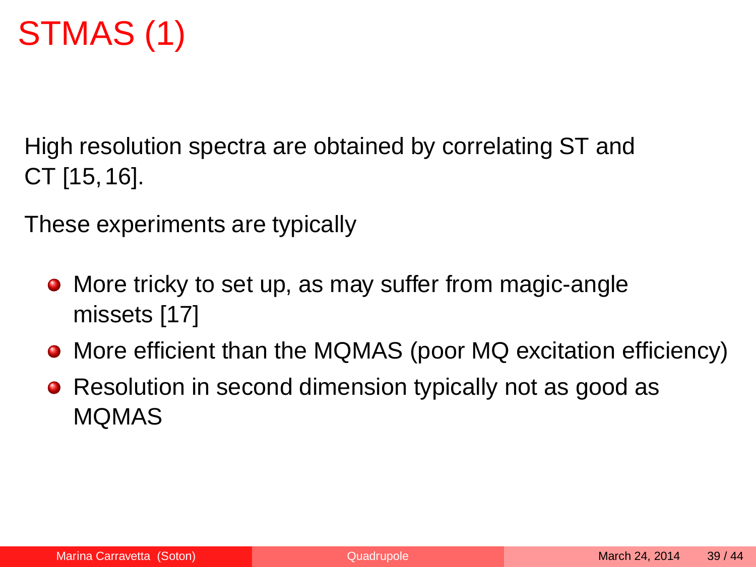# STMAS (1)

High resolution spectra are obtained by correlating ST and CT [15, 16].

These experiments are typically

- More tricky to set up, as may suffer from magic-angle missets [17]
- More efficient than the MQMAS (poor MQ excitation efficiency)
- Resolution in second dimension typically not as good as MQMAS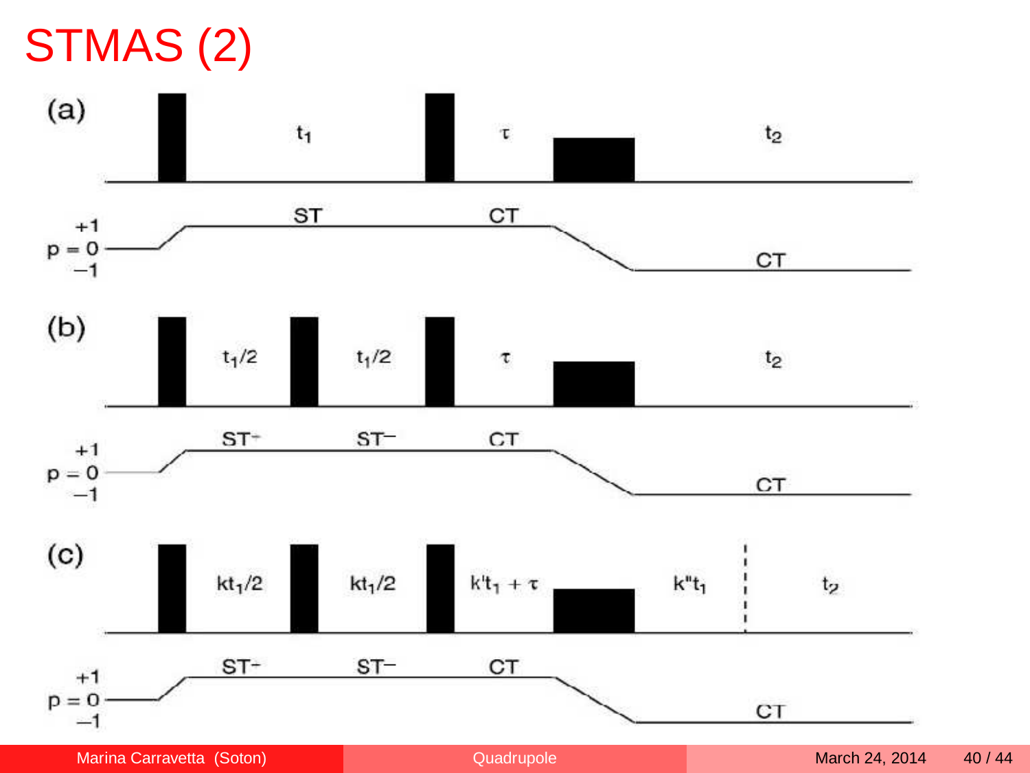# STMAS (2)

(a)

$t_1$ $\tau$ $t_2$

$p = $ +1, 0, −1

ST CT CT

(b)

$t_1/2$ $t_1/2$ $\tau$ $t_2$

$p = $ +1, 0, −1

ST+ ST− CT CT

(c)

$kt_1/2$ $kt_1/2$ $k't_1 + \tau$ $k''t_1$ $t_2$

$p = $ +1, 0, −1

ST+ ST− CT CT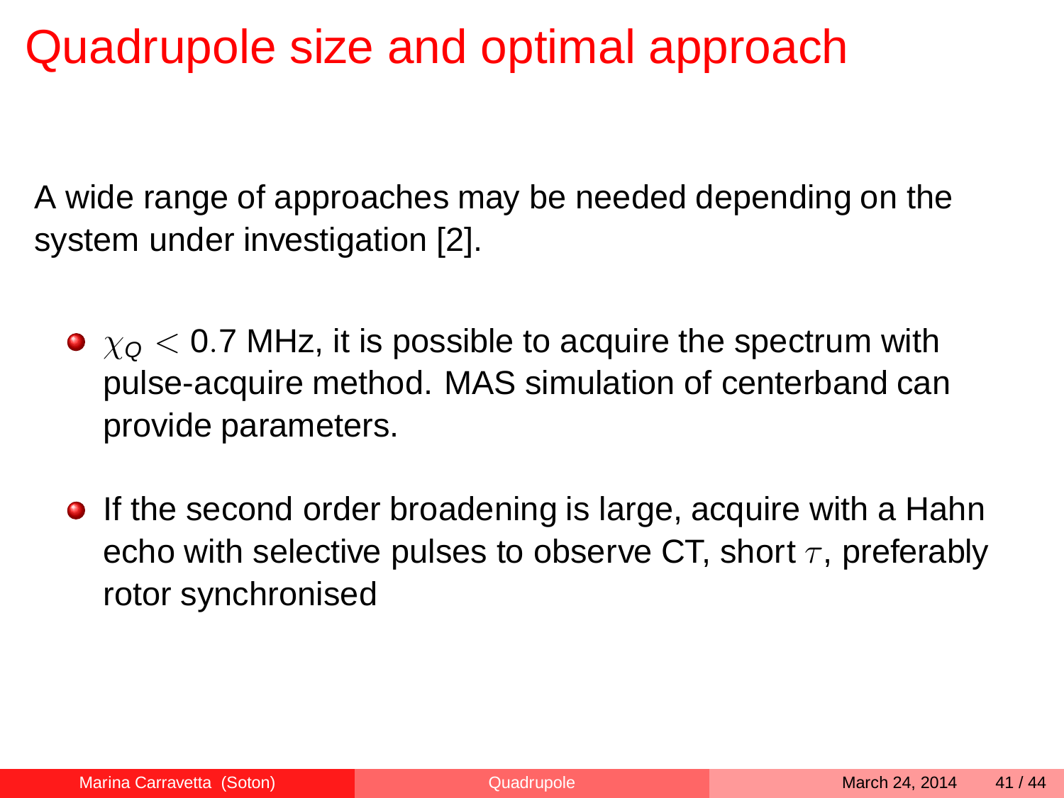# Quadrupole size and optimal approach

A wide range of approaches may be needed depending on the system under investigation [2].

- $\chi_Q < 0.7$ MHz, it is possible to acquire the spectrum with pulse-acquire method. MAS simulation of centerband can provide parameters.
- If the second order broadening is large, acquire with a Hahn echo with selective pulses to observe CT, short $\tau$, preferably rotor synchronised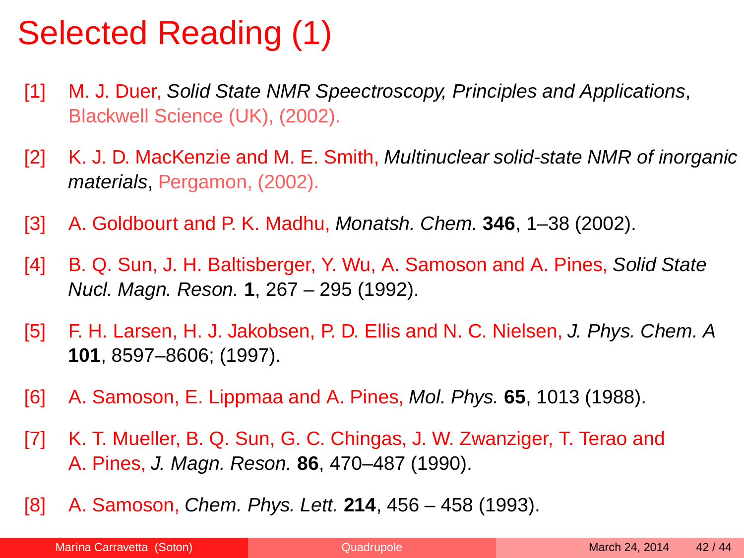# Selected Reading (1)

[1] M. J. Duer, *Solid State NMR Speectroscopy, Principles and Applications*, Blackwell Science (UK), (2002).

[2] K. J. D. MacKenzie and M. E. Smith, *Multinuclear solid-state NMR of inorganic materials*, Pergamon, (2002).

[3] A. Goldbourt and P. K. Madhu, *Monatsh. Chem.* **346**, 1–38 (2002).

[4] B. Q. Sun, J. H. Baltisberger, Y. Wu, A. Samoson and A. Pines, *Solid State Nucl. Magn. Reson.* **1**, 267 – 295 (1992).

[5] F. H. Larsen, H. J. Jakobsen, P. D. Ellis and N. C. Nielsen, *J. Phys. Chem. A* **101**, 8597–8606; (1997).

[6] A. Samoson, E. Lippmaa and A. Pines, *Mol. Phys.* **65**, 1013 (1988).

[7] K. T. Mueller, B. Q. Sun, G. C. Chingas, J. W. Zwanziger, T. Terao and A. Pines, *J. Magn. Reson.* **86**, 470–487 (1990).

[8] A. Samoson, *Chem. Phys. Lett.* **214**, 456 – 458 (1993).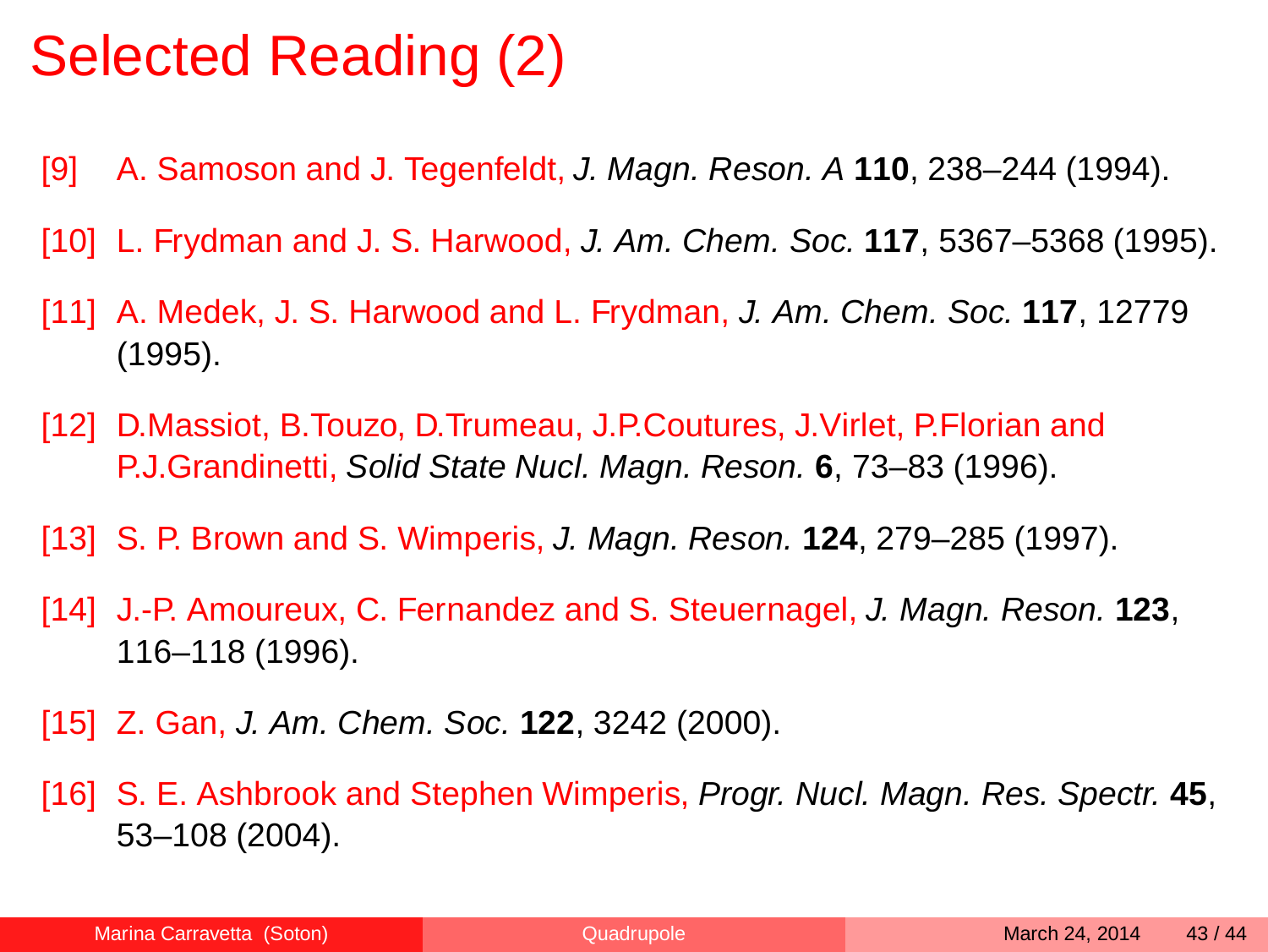# Selected Reading (2)

[9] A. Samoson and J. Tegenfeldt, *J. Magn. Reson. A* **110**, 238–244 (1994).

[10] L. Frydman and J. S. Harwood, *J. Am. Chem. Soc.* **117**, 5367–5368 (1995).

[11] A. Medek, J. S. Harwood and L. Frydman, *J. Am. Chem. Soc.* **117**, 12779 (1995).

[12] D.Massiot, B.Touzo, D.Trumeau, J.P.Coutures, J.Virlet, P.Florian and P.J.Grandinetti, *Solid State Nucl. Magn. Reson.* **6**, 73–83 (1996).

[13] S. P. Brown and S. Wimperis, *J. Magn. Reson.* **124**, 279–285 (1997).

[14] J.-P. Amoureux, C. Fernandez and S. Steuernagel, *J. Magn. Reson.* **123**, 116–118 (1996).

[15] Z. Gan, *J. Am. Chem. Soc.* **122**, 3242 (2000).

[16] S. E. Ashbrook and Stephen Wimperis, *Progr. Nucl. Magn. Res. Spectr.* **45**, 53–108 (2004).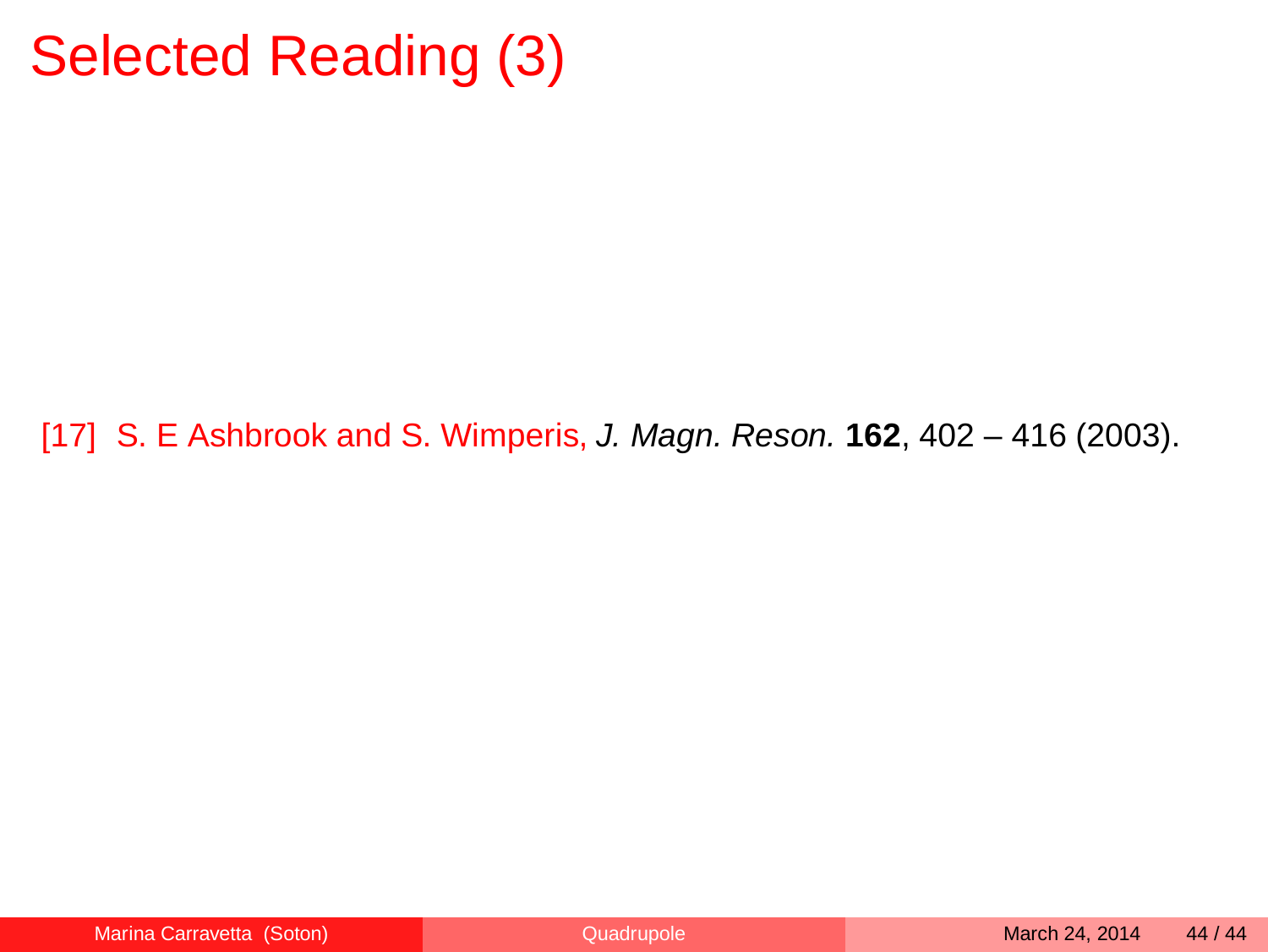# Selected Reading (3)

[17] S. E Ashbrook and S. Wimperis, *J. Magn. Reson.* **162**, 402 – 416 (2003).